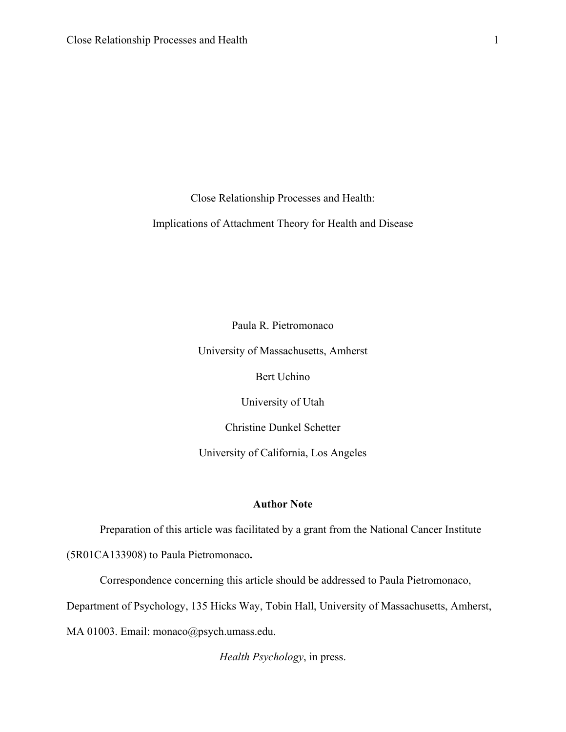# Close Relationship Processes and Health: Implications of Attachment Theory for Health and Disease

Paula R. Pietromonaco

University of Massachusetts, Amherst

Bert Uchino

University of Utah

Christine Dunkel Schetter

University of California, Los Angeles

**Author Note**

Preparation of this article was facilitated by a grant from the National Cancer Institute (5R01CA133908) to Paula Pietromonaco**.**

Correspondence concerning this article should be addressed to Paula Pietromonaco, Department of Psychology, 135 Hicks Way, Tobin Hall, University of Massachusetts, Amherst, MA 01003. Email: monaco@psych.umass.edu.

*Health Psychology*, in press.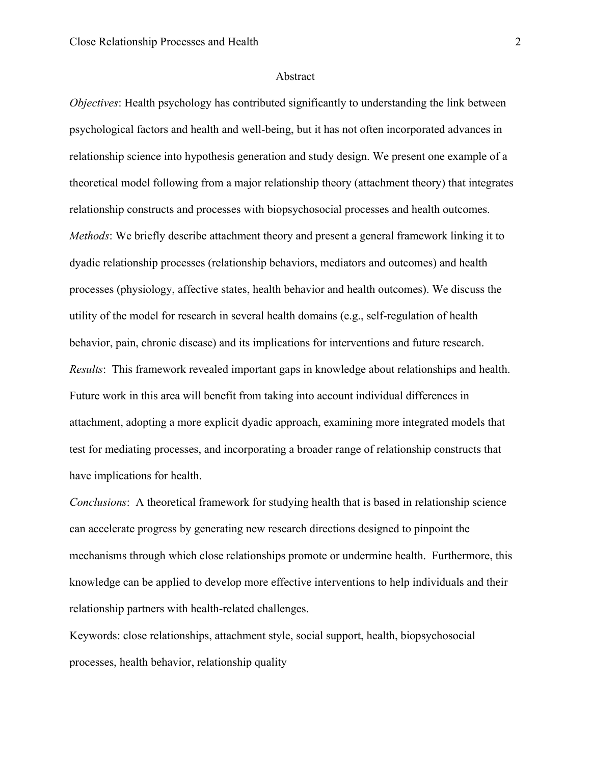## Abstract

*Objectives*: Health psychology has contributed significantly to understanding the link between psychological factors and health and well-being, but it has not often incorporated advances in relationship science into hypothesis generation and study design. We present one example of a theoretical model following from a major relationship theory (attachment theory) that integrates relationship constructs and processes with biopsychosocial processes and health outcomes.

*Methods*: We briefly describe attachment theory and present a general framework linking it to dyadic relationship processes (relationship behaviors, mediators and outcomes) and health processes (physiology, affective states, health behavior and health outcomes). We discuss the utility of the model for research in several health domains (e.g., self-regulation of health behavior, pain, chronic disease) and its implications for interventions and future research.

*Results*: This framework revealed important gaps in knowledge about relationships and health. Future work in this area will benefit from taking into account individual differences in attachment, adopting a more explicit dyadic approach, examining more integrated models that test for mediating processes, and incorporating a broader range of relationship constructs that have implications for health.

*Conclusions*: A theoretical framework for studying health that is based in relationship science can accelerate progress by generating new research directions designed to pinpoint the mechanisms through which close relationships promote or undermine health. Furthermore, this knowledge can be applied to develop more effective interventions to help individuals and their relationship partners with health-related challenges.

Keywords: close relationships, attachment style, social support, health, biopsychosocial processes, health behavior, relationship quality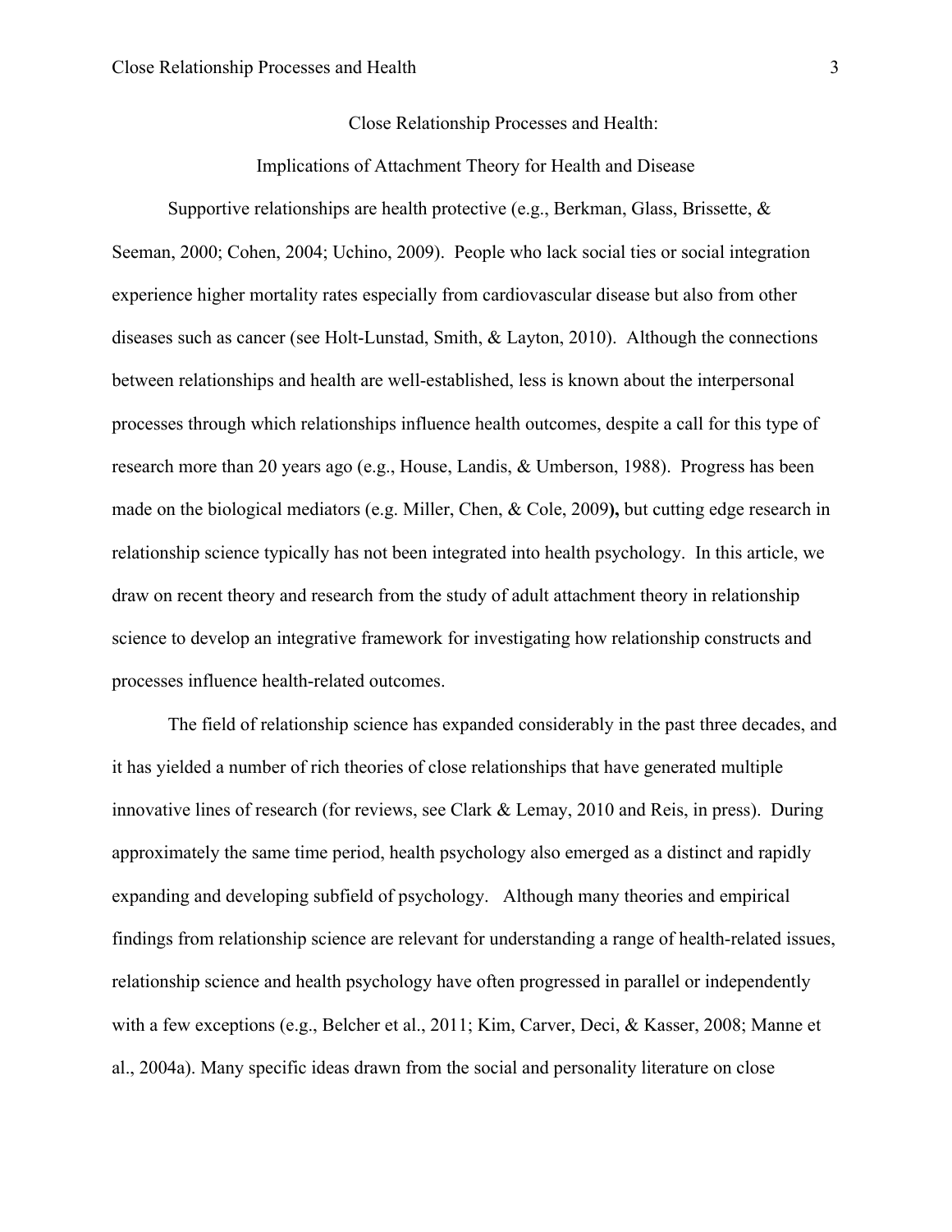# Close Relationship Processes and Health:

## Implications of Attachment Theory for Health and Disease

Supportive relationships are health protective (e.g., Berkman, Glass, Brissette, & Seeman, 2000; Cohen, 2004; Uchino, 2009). People who lack social ties or social integration experience higher mortality rates especially from cardiovascular disease but also from other diseases such as cancer (see Holt-Lunstad, Smith, & Layton, 2010). Although the connections between relationships and health are well-established, less is known about the interpersonal processes through which relationships influence health outcomes, despite a call for this type of research more than 20 years ago (e.g., House, Landis, & Umberson, 1988). Progress has been made on the biological mediators (e.g. Miller, Chen, & Cole, 2009**),** but cutting edge research in relationship science typically has not been integrated into health psychology. In this article, we draw on recent theory and research from the study of adult attachment theory in relationship science to develop an integrative framework for investigating how relationship constructs and processes influence health-related outcomes.

The field of relationship science has expanded considerably in the past three decades, and it has yielded a number of rich theories of close relationships that have generated multiple innovative lines of research (for reviews, see Clark & Lemay, 2010 and Reis, in press). During approximately the same time period, health psychology also emerged as a distinct and rapidly expanding and developing subfield of psychology. Although many theories and empirical findings from relationship science are relevant for understanding a range of health-related issues, relationship science and health psychology have often progressed in parallel or independently with a few exceptions (e.g., Belcher et al., 2011; Kim, Carver, Deci, & Kasser, 2008; Manne et al., 2004a). Many specific ideas drawn from the social and personality literature on close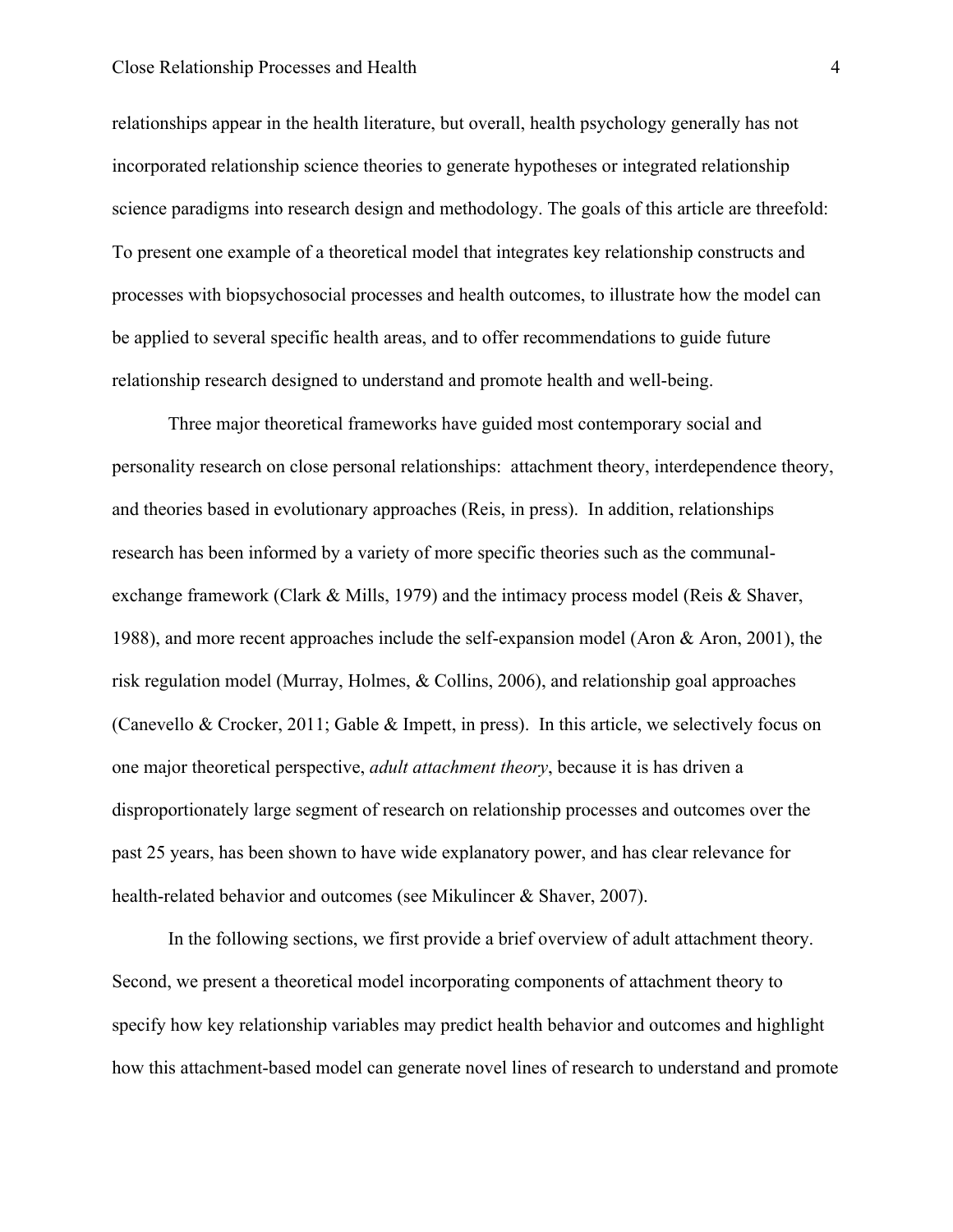relationships appear in the health literature, but overall, health psychology generally has not incorporated relationship science theories to generate hypotheses or integrated relationship science paradigms into research design and methodology. The goals of this article are threefold: To present one example of a theoretical model that integrates key relationship constructs and processes with biopsychosocial processes and health outcomes, to illustrate how the model can be applied to several specific health areas, and to offer recommendations to guide future relationship research designed to understand and promote health and well-being.

Three major theoretical frameworks have guided most contemporary social and personality research on close personal relationships: attachment theory, interdependence theory, and theories based in evolutionary approaches (Reis, in press). In addition, relationships research has been informed by a variety of more specific theories such as the communal-exchange framework (Clark & Mills, 1979) and the intimacy process model (Reis & Shaver, 1988), and more recent approaches include the self-expansion model (Aron & Aron, 2001), the risk regulation model (Murray, Holmes, & Collins, 2006), and relationship goal approaches (Canevello & Crocker, 2011; Gable & Impett, in press). In this article, we selectively focus on one major theoretical perspective, *adult attachment theory*, because it is has driven a disproportionately large segment of research on relationship processes and outcomes over the past 25 years, has been shown to have wide explanatory power, and has clear relevance for health-related behavior and outcomes (see Mikulincer & Shaver, 2007).

In the following sections, we first provide a brief overview of adult attachment theory. Second, we present a theoretical model incorporating components of attachment theory to specify how key relationship variables may predict health behavior and outcomes and highlight how this attachment-based model can generate novel lines of research to understand and promote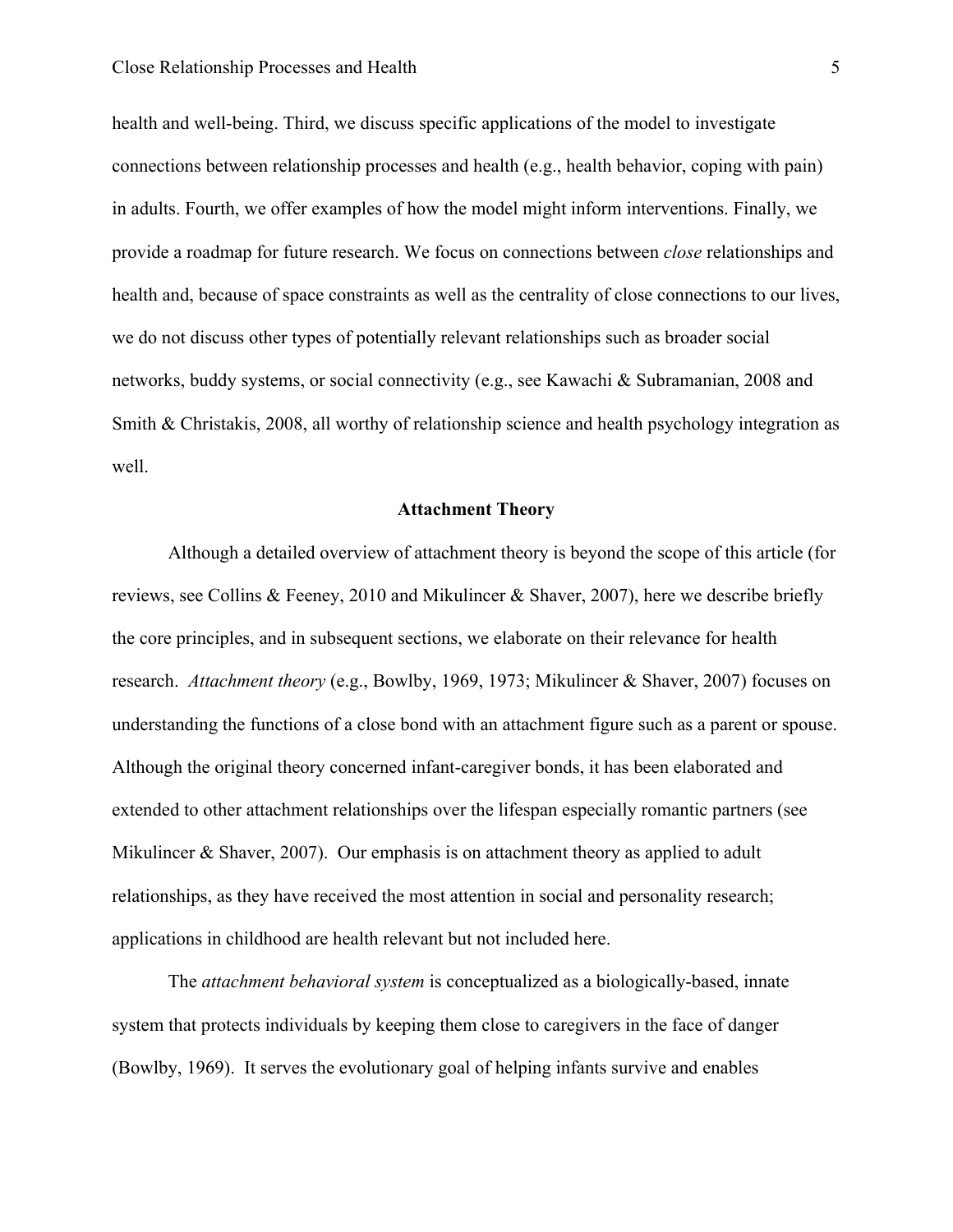health and well-being. Third, we discuss specific applications of the model to investigate connections between relationship processes and health (e.g., health behavior, coping with pain) in adults. Fourth, we offer examples of how the model might inform interventions. Finally, we provide a roadmap for future research. We focus on connections between *close* relationships and health and, because of space constraints as well as the centrality of close connections to our lives, we do not discuss other types of potentially relevant relationships such as broader social networks, buddy systems, or social connectivity (e.g., see Kawachi & Subramanian, 2008 and Smith & Christakis, 2008, all worthy of relationship science and health psychology integration as well.

## Attachment Theory

Although a detailed overview of attachment theory is beyond the scope of this article (for reviews, see Collins & Feeney, 2010 and Mikulincer & Shaver, 2007), here we describe briefly the core principles, and in subsequent sections, we elaborate on their relevance for health research. *Attachment theory* (e.g., Bowlby, 1969, 1973; Mikulincer & Shaver, 2007) focuses on understanding the functions of a close bond with an attachment figure such as a parent or spouse. Although the original theory concerned infant-caregiver bonds, it has been elaborated and extended to other attachment relationships over the lifespan especially romantic partners (see Mikulincer & Shaver, 2007). Our emphasis is on attachment theory as applied to adult relationships, as they have received the most attention in social and personality research; applications in childhood are health relevant but not included here.

The *attachment behavioral system* is conceptualized as a biologically-based, innate system that protects individuals by keeping them close to caregivers in the face of danger (Bowlby, 1969). It serves the evolutionary goal of helping infants survive and enables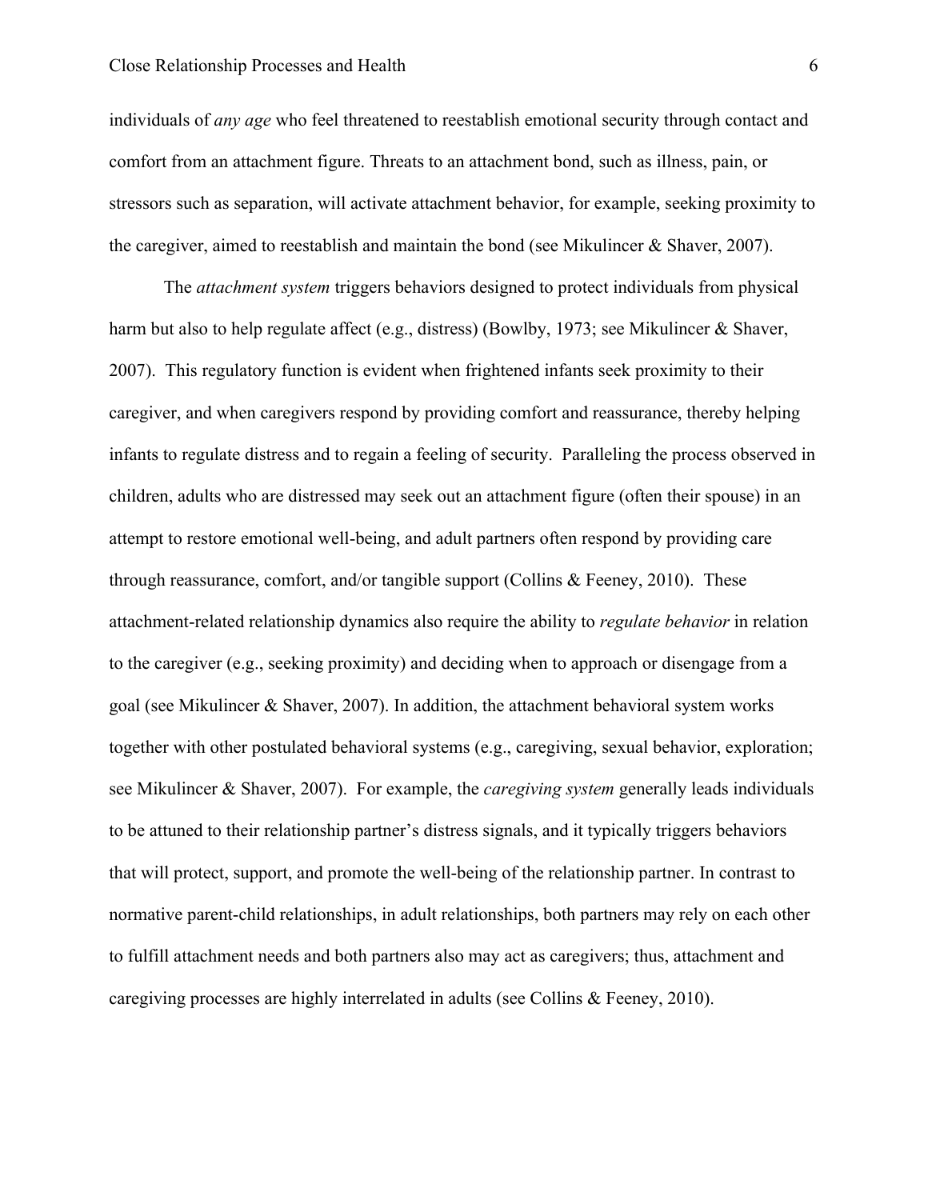individuals of *any age* who feel threatened to reestablish emotional security through contact and comfort from an attachment figure. Threats to an attachment bond, such as illness, pain, or stressors such as separation, will activate attachment behavior, for example, seeking proximity to the caregiver, aimed to reestablish and maintain the bond (see Mikulincer & Shaver, 2007).

The *attachment system* triggers behaviors designed to protect individuals from physical harm but also to help regulate affect (e.g., distress) (Bowlby, 1973; see Mikulincer & Shaver, 2007). This regulatory function is evident when frightened infants seek proximity to their caregiver, and when caregivers respond by providing comfort and reassurance, thereby helping infants to regulate distress and to regain a feeling of security. Paralleling the process observed in children, adults who are distressed may seek out an attachment figure (often their spouse) in an attempt to restore emotional well-being, and adult partners often respond by providing care through reassurance, comfort, and/or tangible support (Collins & Feeney, 2010). These attachment-related relationship dynamics also require the ability to *regulate behavior* in relation to the caregiver (e.g., seeking proximity) and deciding when to approach or disengage from a goal (see Mikulincer & Shaver, 2007). In addition, the attachment behavioral system works together with other postulated behavioral systems (e.g., caregiving, sexual behavior, exploration; see Mikulincer & Shaver, 2007). For example, the *caregiving system* generally leads individuals to be attuned to their relationship partner's distress signals, and it typically triggers behaviors that will protect, support, and promote the well-being of the relationship partner. In contrast to normative parent-child relationships, in adult relationships, both partners may rely on each other to fulfill attachment needs and both partners also may act as caregivers; thus, attachment and caregiving processes are highly interrelated in adults (see Collins & Feeney, 2010).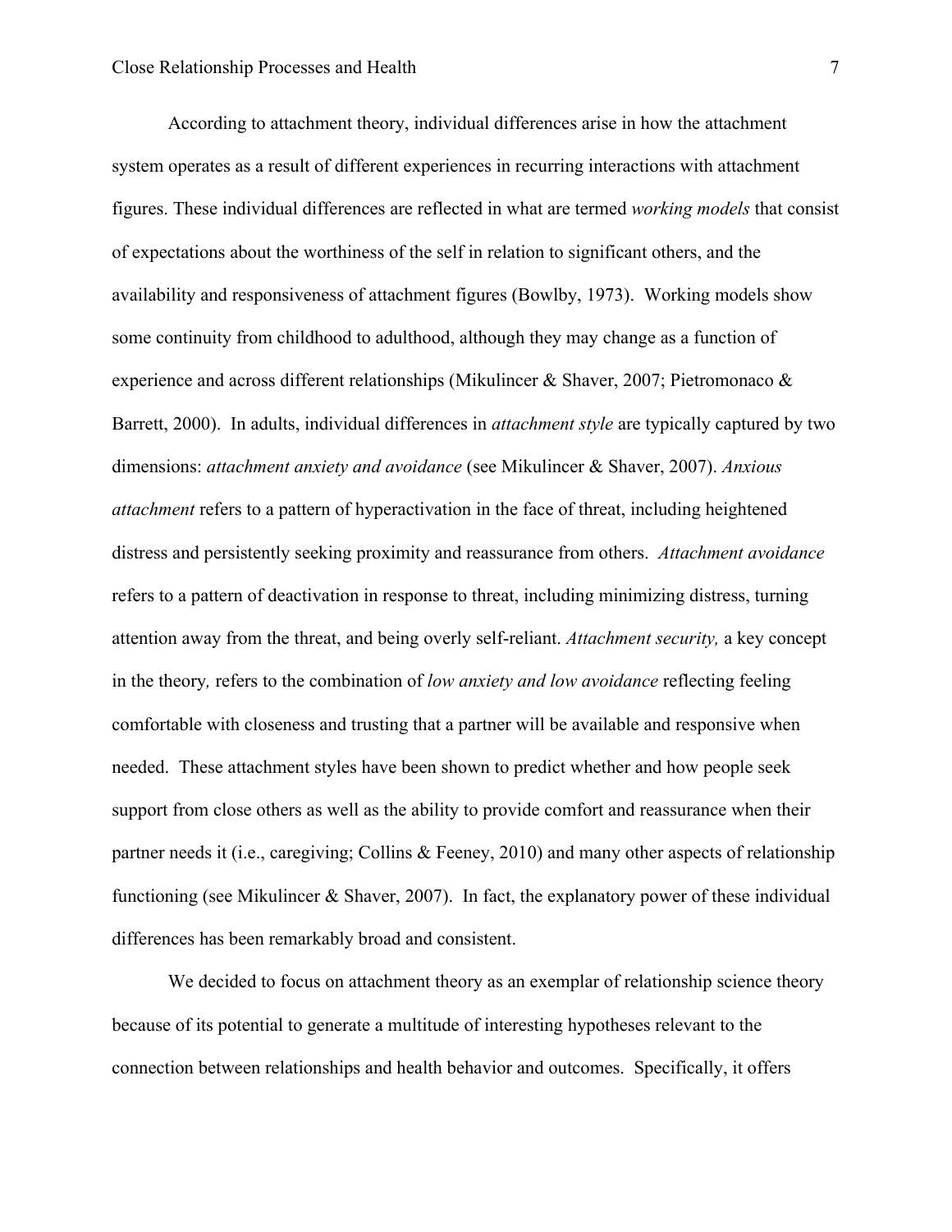According to attachment theory, individual differences arise in how the attachment system operates as a result of different experiences in recurring interactions with attachment figures. These individual differences are reflected in what are termed *working models* that consist of expectations about the worthiness of the self in relation to significant others, and the availability and responsiveness of attachment figures (Bowlby, 1973). Working models show some continuity from childhood to adulthood, although they may change as a function of experience and across different relationships (Mikulincer & Shaver, 2007; Pietromonaco & Barrett, 2000). In adults, individual differences in *attachment style* are typically captured by two dimensions: *attachment anxiety and avoidance* (see Mikulincer & Shaver, 2007). *Anxious attachment* refers to a pattern of hyperactivation in the face of threat, including heightened distress and persistently seeking proximity and reassurance from others. *Attachment avoidance* refers to a pattern of deactivation in response to threat, including minimizing distress, turning attention away from the threat, and being overly self-reliant. *Attachment security,* a key concept in the theory*,* refers to the combination of *low anxiety and low avoidance* reflecting feeling comfortable with closeness and trusting that a partner will be available and responsive when needed. These attachment styles have been shown to predict whether and how people seek support from close others as well as the ability to provide comfort and reassurance when their partner needs it (i.e., caregiving; Collins & Feeney, 2010) and many other aspects of relationship functioning (see Mikulincer & Shaver, 2007). In fact, the explanatory power of these individual differences has been remarkably broad and consistent.

We decided to focus on attachment theory as an exemplar of relationship science theory because of its potential to generate a multitude of interesting hypotheses relevant to the connection between relationships and health behavior and outcomes. Specifically, it offers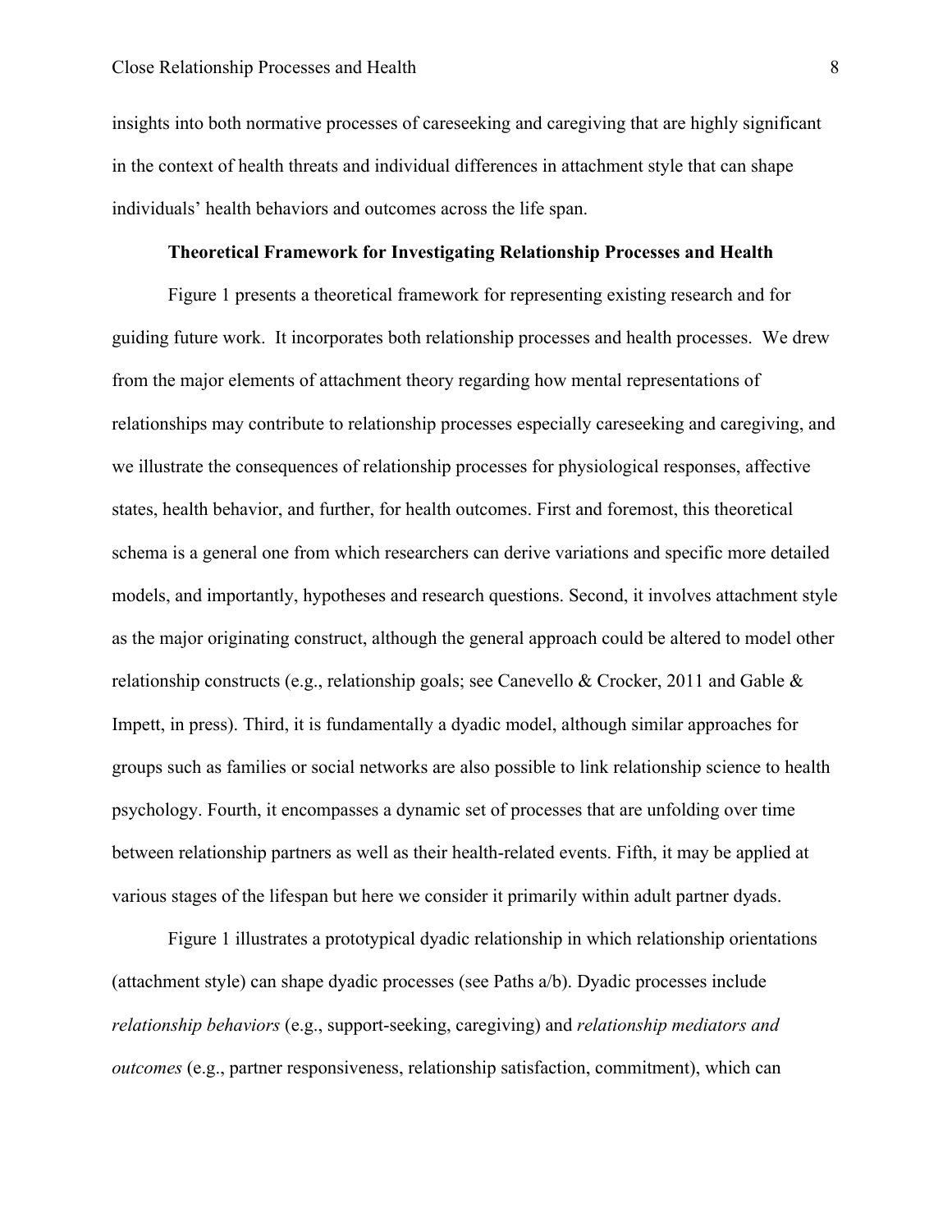insights into both normative processes of careseeking and caregiving that are highly significant in the context of health threats and individual differences in attachment style that can shape individuals' health behaviors and outcomes across the life span.

## Theoretical Framework for Investigating Relationship Processes and Health

Figure 1 presents a theoretical framework for representing existing research and for guiding future work. It incorporates both relationship processes and health processes. We drew from the major elements of attachment theory regarding how mental representations of relationships may contribute to relationship processes especially careseeking and caregiving, and we illustrate the consequences of relationship processes for physiological responses, affective states, health behavior, and further, for health outcomes. First and foremost, this theoretical schema is a general one from which researchers can derive variations and specific more detailed models, and importantly, hypotheses and research questions. Second, it involves attachment style as the major originating construct, although the general approach could be altered to model other relationship constructs (e.g., relationship goals; see Canevello & Crocker, 2011 and Gable & Impett, in press). Third, it is fundamentally a dyadic model, although similar approaches for groups such as families or social networks are also possible to link relationship science to health psychology. Fourth, it encompasses a dynamic set of processes that are unfolding over time between relationship partners as well as their health-related events. Fifth, it may be applied at various stages of the lifespan but here we consider it primarily within adult partner dyads.

Figure 1 illustrates a prototypical dyadic relationship in which relationship orientations (attachment style) can shape dyadic processes (see Paths a/b). Dyadic processes include *relationship behaviors* (e.g., support-seeking, caregiving) and *relationship mediators and outcomes* (e.g., partner responsiveness, relationship satisfaction, commitment), which can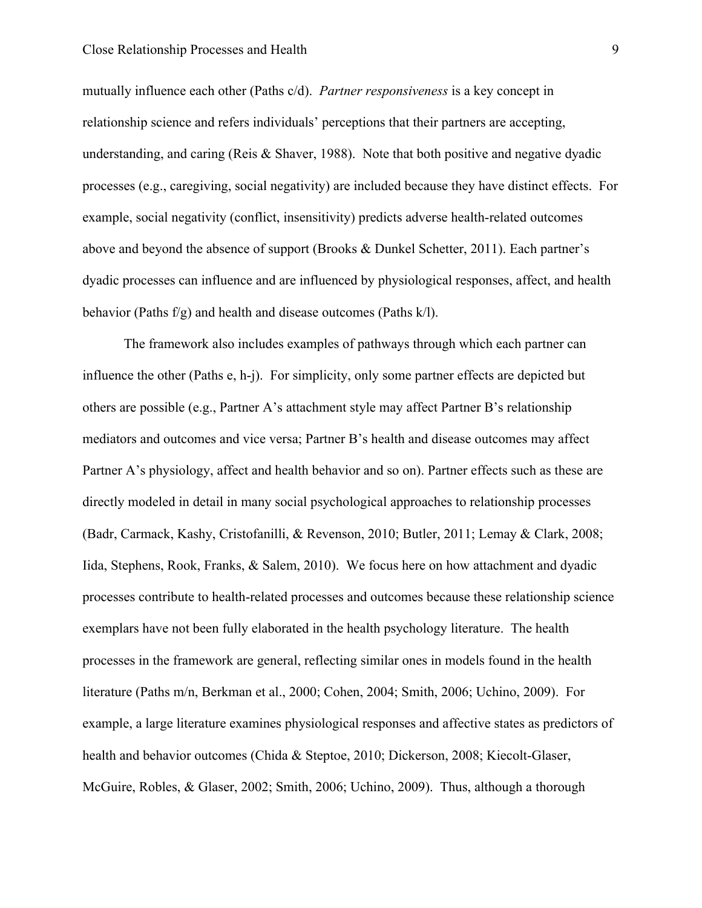mutually influence each other (Paths c/d). *Partner responsiveness* is a key concept in relationship science and refers individuals' perceptions that their partners are accepting, understanding, and caring (Reis & Shaver, 1988). Note that both positive and negative dyadic processes (e.g., caregiving, social negativity) are included because they have distinct effects. For example, social negativity (conflict, insensitivity) predicts adverse health-related outcomes above and beyond the absence of support (Brooks & Dunkel Schetter, 2011). Each partner's dyadic processes can influence and are influenced by physiological responses, affect, and health behavior (Paths f/g) and health and disease outcomes (Paths k/l).

The framework also includes examples of pathways through which each partner can influence the other (Paths e, h-j). For simplicity, only some partner effects are depicted but others are possible (e.g., Partner A's attachment style may affect Partner B's relationship mediators and outcomes and vice versa; Partner B's health and disease outcomes may affect Partner A's physiology, affect and health behavior and so on). Partner effects such as these are directly modeled in detail in many social psychological approaches to relationship processes (Badr, Carmack, Kashy, Cristofanilli, & Revenson, 2010; Butler, 2011; Lemay & Clark, 2008; Iida, Stephens, Rook, Franks, & Salem, 2010). We focus here on how attachment and dyadic processes contribute to health-related processes and outcomes because these relationship science exemplars have not been fully elaborated in the health psychology literature. The health processes in the framework are general, reflecting similar ones in models found in the health literature (Paths m/n, Berkman et al., 2000; Cohen, 2004; Smith, 2006; Uchino, 2009). For example, a large literature examines physiological responses and affective states as predictors of health and behavior outcomes (Chida & Steptoe, 2010; Dickerson, 2008; Kiecolt-Glaser, McGuire, Robles, & Glaser, 2002; Smith, 2006; Uchino, 2009). Thus, although a thorough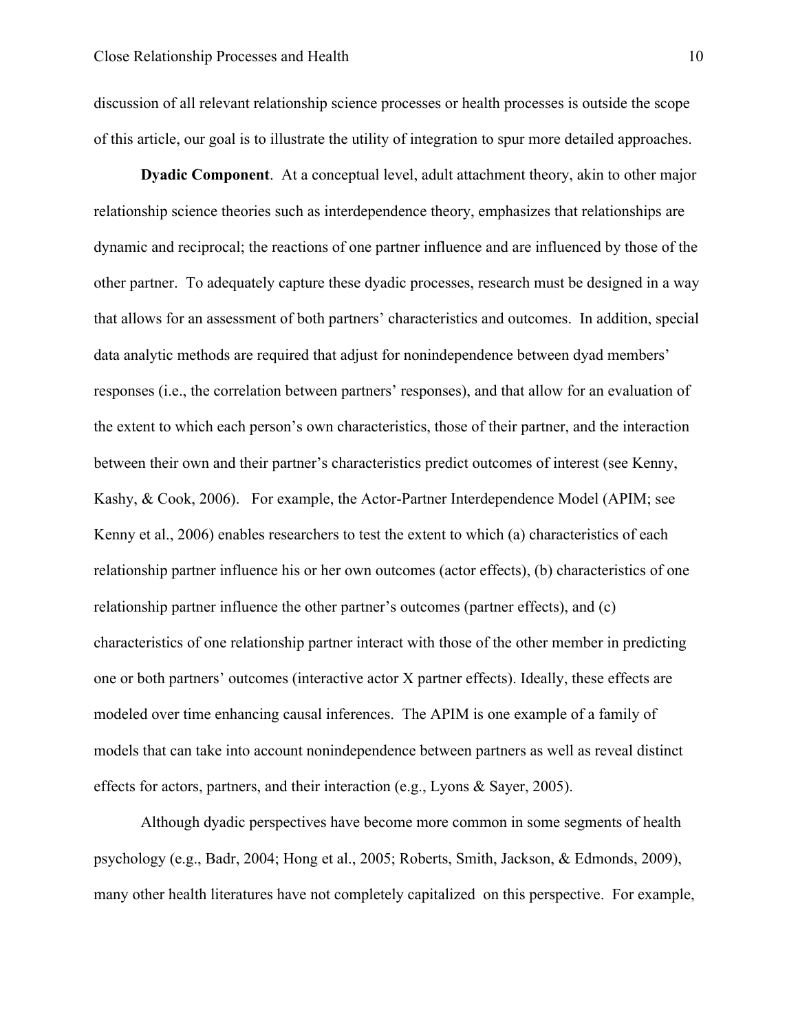discussion of all relevant relationship science processes or health processes is outside the scope of this article, our goal is to illustrate the utility of integration to spur more detailed approaches.

**Dyadic Component**. At a conceptual level, adult attachment theory, akin to other major relationship science theories such as interdependence theory, emphasizes that relationships are dynamic and reciprocal; the reactions of one partner influence and are influenced by those of the other partner. To adequately capture these dyadic processes, research must be designed in a way that allows for an assessment of both partners' characteristics and outcomes. In addition, special data analytic methods are required that adjust for nonindependence between dyad members' responses (i.e., the correlation between partners' responses), and that allow for an evaluation of the extent to which each person's own characteristics, those of their partner, and the interaction between their own and their partner's characteristics predict outcomes of interest (see Kenny, Kashy, & Cook, 2006). For example, the Actor-Partner Interdependence Model (APIM; see Kenny et al., 2006) enables researchers to test the extent to which (a) characteristics of each relationship partner influence his or her own outcomes (actor effects), (b) characteristics of one relationship partner influence the other partner's outcomes (partner effects), and (c) characteristics of one relationship partner interact with those of the other member in predicting one or both partners' outcomes (interactive actor X partner effects). Ideally, these effects are modeled over time enhancing causal inferences. The APIM is one example of a family of models that can take into account nonindependence between partners as well as reveal distinct effects for actors, partners, and their interaction (e.g., Lyons & Sayer, 2005).

Although dyadic perspectives have become more common in some segments of health psychology (e.g., Badr, 2004; Hong et al., 2005; Roberts, Smith, Jackson, & Edmonds, 2009), many other health literatures have not completely capitalized on this perspective. For example,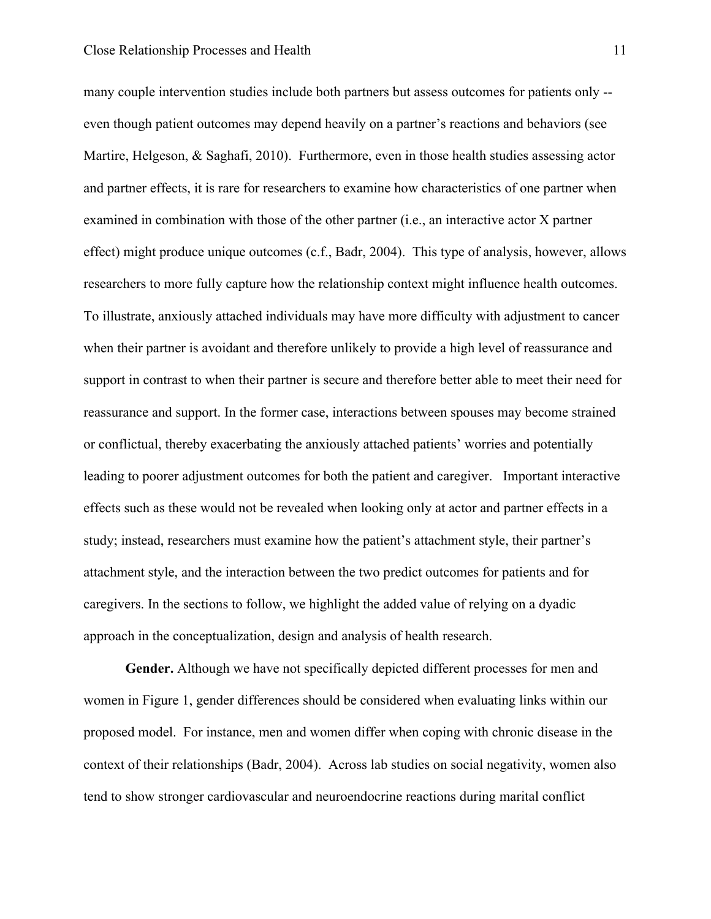many couple intervention studies include both partners but assess outcomes for patients only -- even though patient outcomes may depend heavily on a partner's reactions and behaviors (see Martire, Helgeson, & Saghafi, 2010). Furthermore, even in those health studies assessing actor and partner effects, it is rare for researchers to examine how characteristics of one partner when examined in combination with those of the other partner (i.e., an interactive actor X partner effect) might produce unique outcomes (c.f., Badr, 2004). This type of analysis, however, allows researchers to more fully capture how the relationship context might influence health outcomes. To illustrate, anxiously attached individuals may have more difficulty with adjustment to cancer when their partner is avoidant and therefore unlikely to provide a high level of reassurance and support in contrast to when their partner is secure and therefore better able to meet their need for reassurance and support. In the former case, interactions between spouses may become strained or conflictual, thereby exacerbating the anxiously attached patients' worries and potentially leading to poorer adjustment outcomes for both the patient and caregiver. Important interactive effects such as these would not be revealed when looking only at actor and partner effects in a study; instead, researchers must examine how the patient's attachment style, their partner's attachment style, and the interaction between the two predict outcomes for patients and for caregivers. In the sections to follow, we highlight the added value of relying on a dyadic approach in the conceptualization, design and analysis of health research.

**Gender.** Although we have not specifically depicted different processes for men and women in Figure 1, gender differences should be considered when evaluating links within our proposed model. For instance, men and women differ when coping with chronic disease in the context of their relationships (Badr, 2004). Across lab studies on social negativity, women also tend to show stronger cardiovascular and neuroendocrine reactions during marital conflict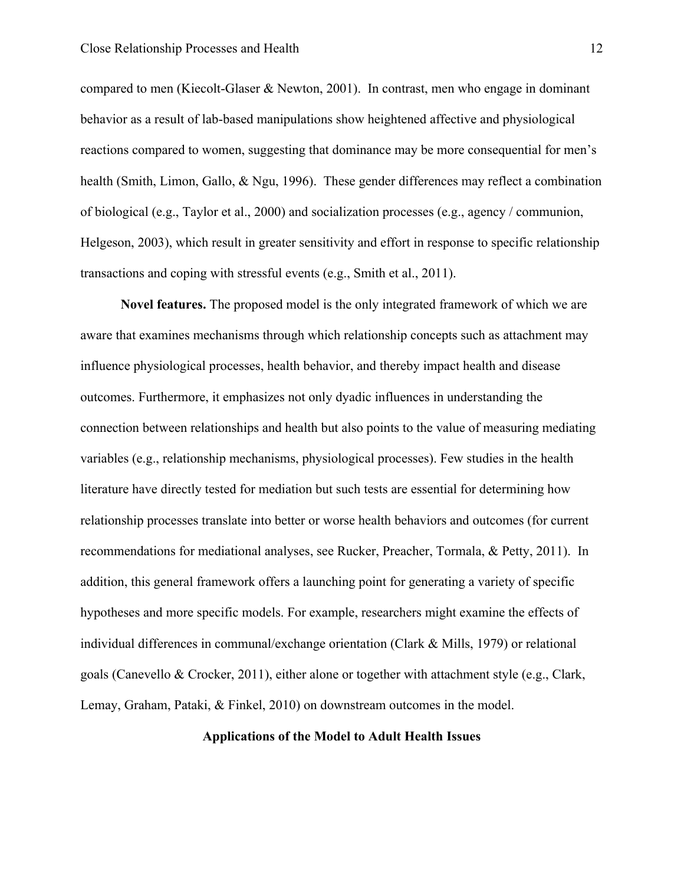compared to men (Kiecolt-Glaser & Newton, 2001). In contrast, men who engage in dominant behavior as a result of lab-based manipulations show heightened affective and physiological reactions compared to women, suggesting that dominance may be more consequential for men's health (Smith, Limon, Gallo, & Ngu, 1996). These gender differences may reflect a combination of biological (e.g., Taylor et al., 2000) and socialization processes (e.g., agency / communion, Helgeson, 2003), which result in greater sensitivity and effort in response to specific relationship transactions and coping with stressful events (e.g., Smith et al., 2011).

**Novel features.** The proposed model is the only integrated framework of which we are aware that examines mechanisms through which relationship concepts such as attachment may influence physiological processes, health behavior, and thereby impact health and disease outcomes. Furthermore, it emphasizes not only dyadic influences in understanding the connection between relationships and health but also points to the value of measuring mediating variables (e.g., relationship mechanisms, physiological processes). Few studies in the health literature have directly tested for mediation but such tests are essential for determining how relationship processes translate into better or worse health behaviors and outcomes (for current recommendations for mediational analyses, see Rucker, Preacher, Tormala, & Petty, 2011). In addition, this general framework offers a launching point for generating a variety of specific hypotheses and more specific models. For example, researchers might examine the effects of individual differences in communal/exchange orientation (Clark & Mills, 1979) or relational goals (Canevello & Crocker, 2011), either alone or together with attachment style (e.g., Clark, Lemay, Graham, Pataki, & Finkel, 2010) on downstream outcomes in the model.

## Applications of the Model to Adult Health Issues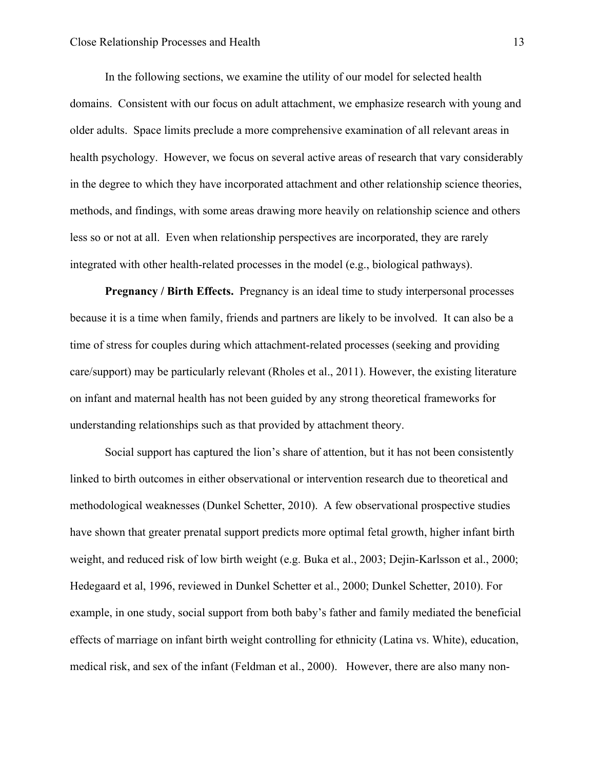In the following sections, we examine the utility of our model for selected health domains. Consistent with our focus on adult attachment, we emphasize research with young and older adults. Space limits preclude a more comprehensive examination of all relevant areas in health psychology. However, we focus on several active areas of research that vary considerably in the degree to which they have incorporated attachment and other relationship science theories, methods, and findings, with some areas drawing more heavily on relationship science and others less so or not at all. Even when relationship perspectives are incorporated, they are rarely integrated with other health-related processes in the model (e.g., biological pathways).

**Pregnancy / Birth Effects.** Pregnancy is an ideal time to study interpersonal processes because it is a time when family, friends and partners are likely to be involved. It can also be a time of stress for couples during which attachment-related processes (seeking and providing care/support) may be particularly relevant (Rholes et al., 2011). However, the existing literature on infant and maternal health has not been guided by any strong theoretical frameworks for understanding relationships such as that provided by attachment theory.

Social support has captured the lion's share of attention, but it has not been consistently linked to birth outcomes in either observational or intervention research due to theoretical and methodological weaknesses (Dunkel Schetter, 2010). A few observational prospective studies have shown that greater prenatal support predicts more optimal fetal growth, higher infant birth weight, and reduced risk of low birth weight (e.g. Buka et al., 2003; Dejin-Karlsson et al., 2000; Hedegaard et al, 1996, reviewed in Dunkel Schetter et al., 2000; Dunkel Schetter, 2010). For example, in one study, social support from both baby's father and family mediated the beneficial effects of marriage on infant birth weight controlling for ethnicity (Latina vs. White), education, medical risk, and sex of the infant (Feldman et al., 2000). However, there are also many non-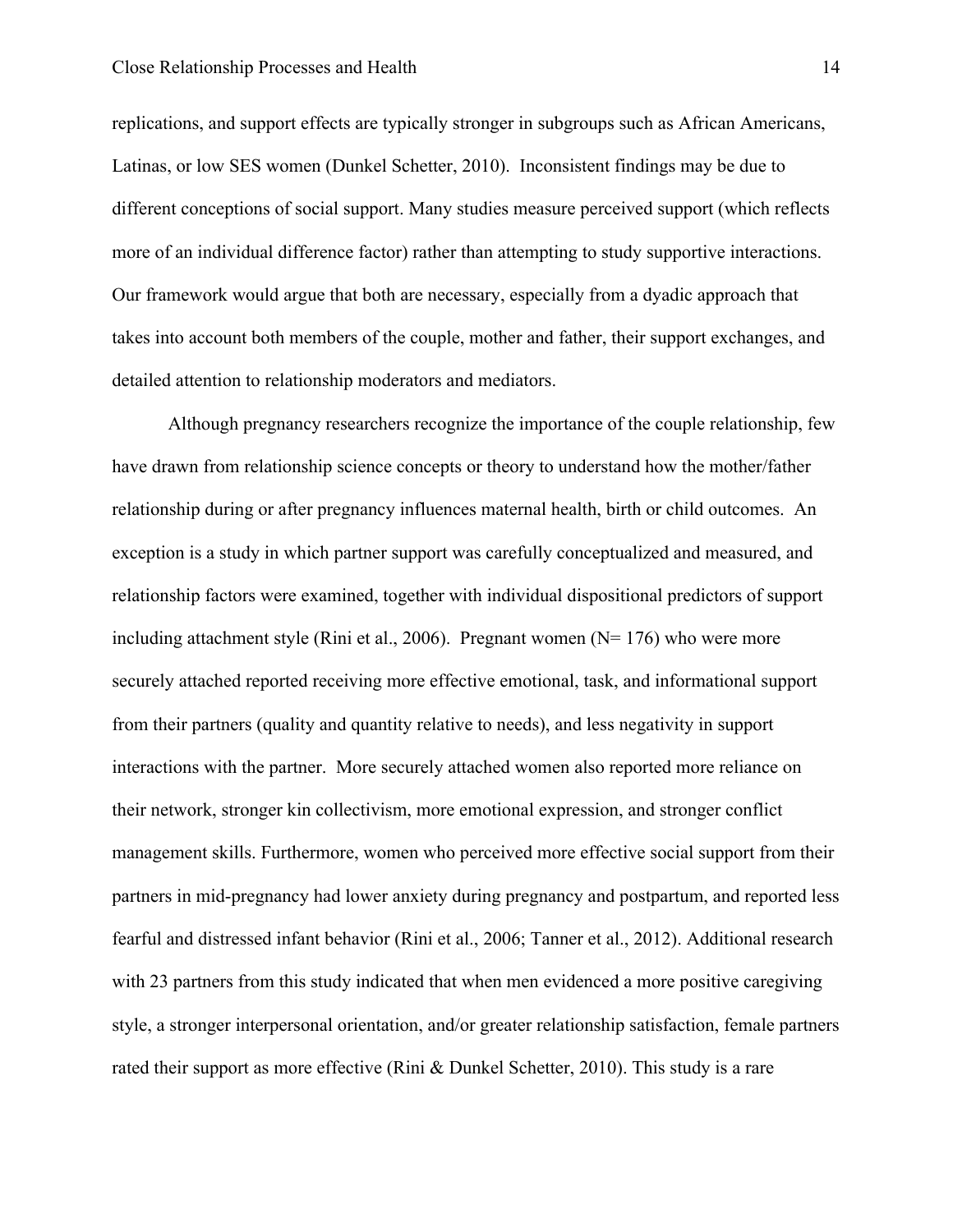replications, and support effects are typically stronger in subgroups such as African Americans, Latinas, or low SES women (Dunkel Schetter, 2010). Inconsistent findings may be due to different conceptions of social support. Many studies measure perceived support (which reflects more of an individual difference factor) rather than attempting to study supportive interactions. Our framework would argue that both are necessary, especially from a dyadic approach that takes into account both members of the couple, mother and father, their support exchanges, and detailed attention to relationship moderators and mediators.

Although pregnancy researchers recognize the importance of the couple relationship, few have drawn from relationship science concepts or theory to understand how the mother/father relationship during or after pregnancy influences maternal health, birth or child outcomes. An exception is a study in which partner support was carefully conceptualized and measured, and relationship factors were examined, together with individual dispositional predictors of support including attachment style (Rini et al., 2006). Pregnant women (N= 176) who were more securely attached reported receiving more effective emotional, task, and informational support from their partners (quality and quantity relative to needs), and less negativity in support interactions with the partner. More securely attached women also reported more reliance on their network, stronger kin collectivism, more emotional expression, and stronger conflict management skills. Furthermore, women who perceived more effective social support from their partners in mid-pregnancy had lower anxiety during pregnancy and postpartum, and reported less fearful and distressed infant behavior (Rini et al., 2006; Tanner et al., 2012). Additional research with 23 partners from this study indicated that when men evidenced a more positive caregiving style, a stronger interpersonal orientation, and/or greater relationship satisfaction, female partners rated their support as more effective (Rini & Dunkel Schetter, 2010). This study is a rare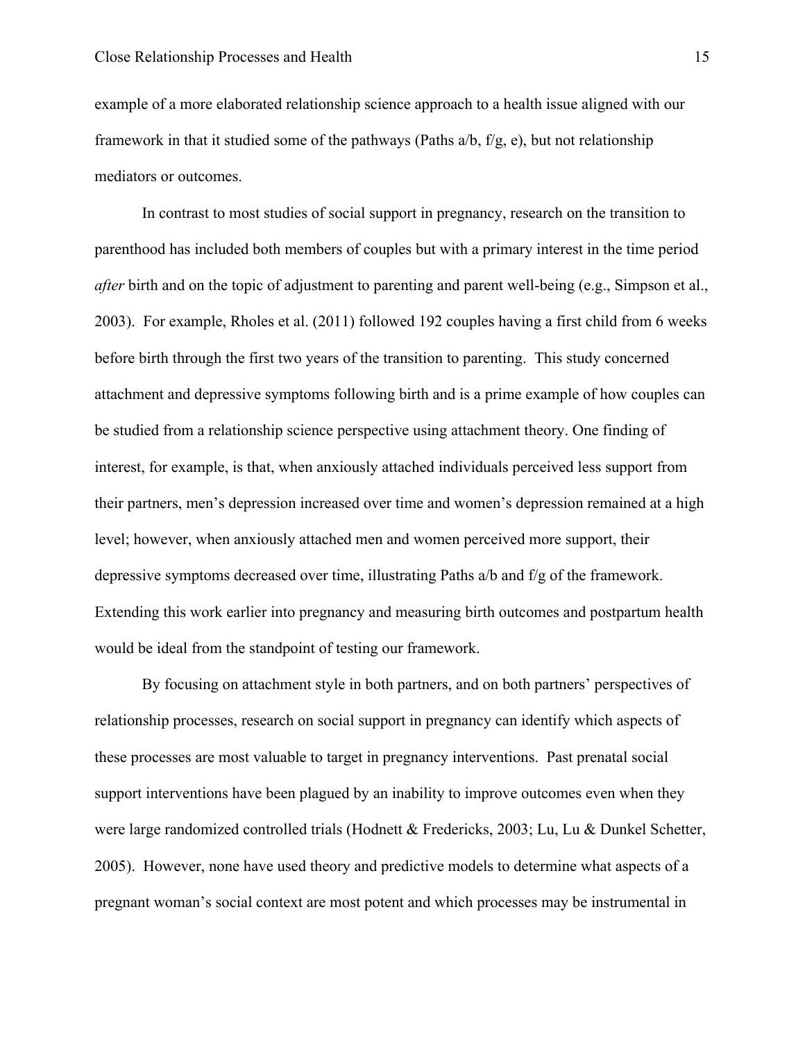example of a more elaborated relationship science approach to a health issue aligned with our framework in that it studied some of the pathways (Paths a/b, f/g, e), but not relationship mediators or outcomes.

In contrast to most studies of social support in pregnancy, research on the transition to parenthood has included both members of couples but with a primary interest in the time period *after* birth and on the topic of adjustment to parenting and parent well-being (e.g., Simpson et al., 2003). For example, Rholes et al. (2011) followed 192 couples having a first child from 6 weeks before birth through the first two years of the transition to parenting. This study concerned attachment and depressive symptoms following birth and is a prime example of how couples can be studied from a relationship science perspective using attachment theory. One finding of interest, for example, is that, when anxiously attached individuals perceived less support from their partners, men's depression increased over time and women's depression remained at a high level; however, when anxiously attached men and women perceived more support, their depressive symptoms decreased over time, illustrating Paths a/b and f/g of the framework. Extending this work earlier into pregnancy and measuring birth outcomes and postpartum health would be ideal from the standpoint of testing our framework.

By focusing on attachment style in both partners, and on both partners' perspectives of relationship processes, research on social support in pregnancy can identify which aspects of these processes are most valuable to target in pregnancy interventions. Past prenatal social support interventions have been plagued by an inability to improve outcomes even when they were large randomized controlled trials (Hodnett & Fredericks, 2003; Lu, Lu & Dunkel Schetter, 2005). However, none have used theory and predictive models to determine what aspects of a pregnant woman's social context are most potent and which processes may be instrumental in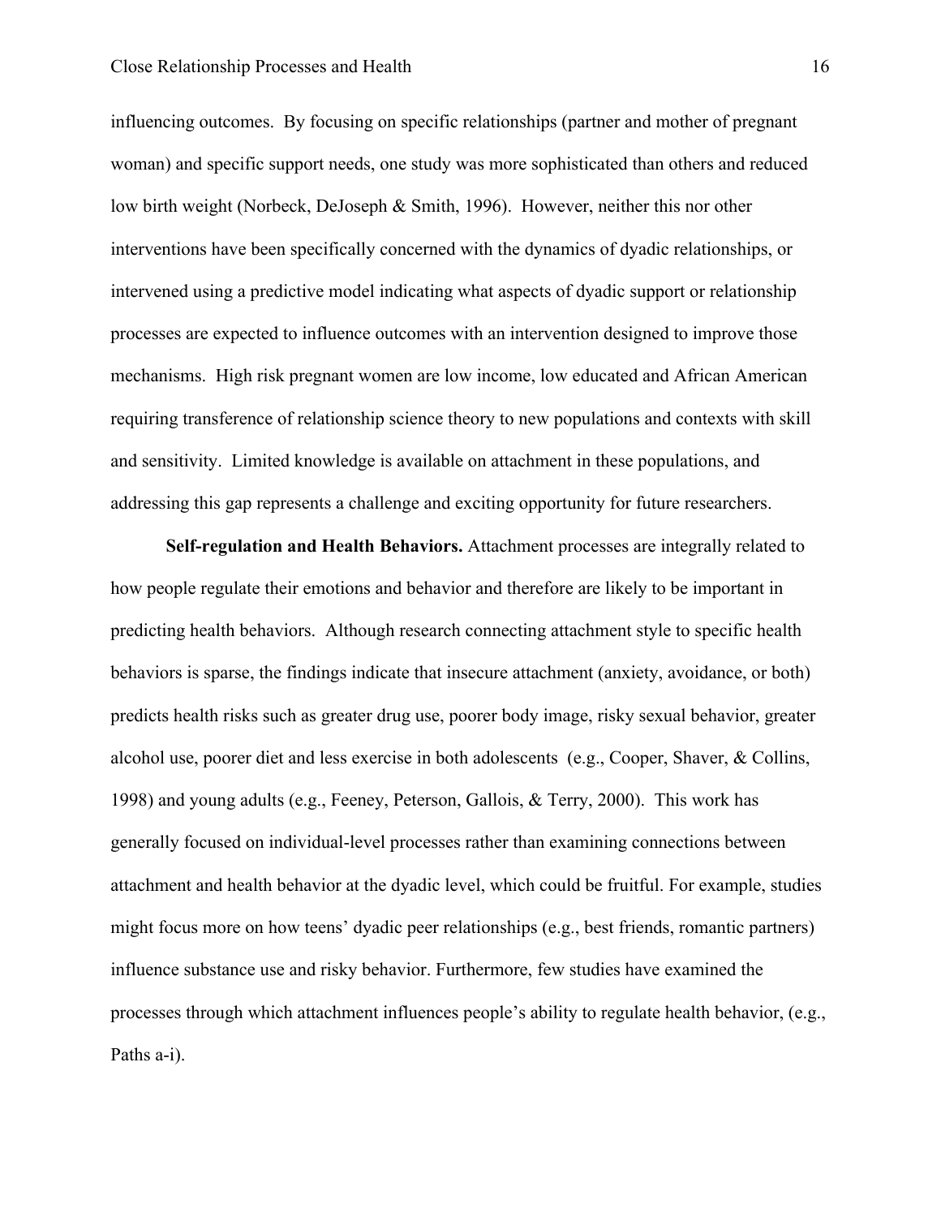influencing outcomes. By focusing on specific relationships (partner and mother of pregnant woman) and specific support needs, one study was more sophisticated than others and reduced low birth weight (Norbeck, DeJoseph & Smith, 1996). However, neither this nor other interventions have been specifically concerned with the dynamics of dyadic relationships, or intervened using a predictive model indicating what aspects of dyadic support or relationship processes are expected to influence outcomes with an intervention designed to improve those mechanisms. High risk pregnant women are low income, low educated and African American requiring transference of relationship science theory to new populations and contexts with skill and sensitivity. Limited knowledge is available on attachment in these populations, and addressing this gap represents a challenge and exciting opportunity for future researchers.

**Self-regulation and Health Behaviors.** Attachment processes are integrally related to how people regulate their emotions and behavior and therefore are likely to be important in predicting health behaviors. Although research connecting attachment style to specific health behaviors is sparse, the findings indicate that insecure attachment (anxiety, avoidance, or both) predicts health risks such as greater drug use, poorer body image, risky sexual behavior, greater alcohol use, poorer diet and less exercise in both adolescents (e.g., Cooper, Shaver, & Collins, 1998) and young adults (e.g., Feeney, Peterson, Gallois, & Terry, 2000). This work has generally focused on individual-level processes rather than examining connections between attachment and health behavior at the dyadic level, which could be fruitful. For example, studies might focus more on how teens' dyadic peer relationships (e.g., best friends, romantic partners) influence substance use and risky behavior. Furthermore, few studies have examined the processes through which attachment influences people's ability to regulate health behavior, (e.g., Paths a-i).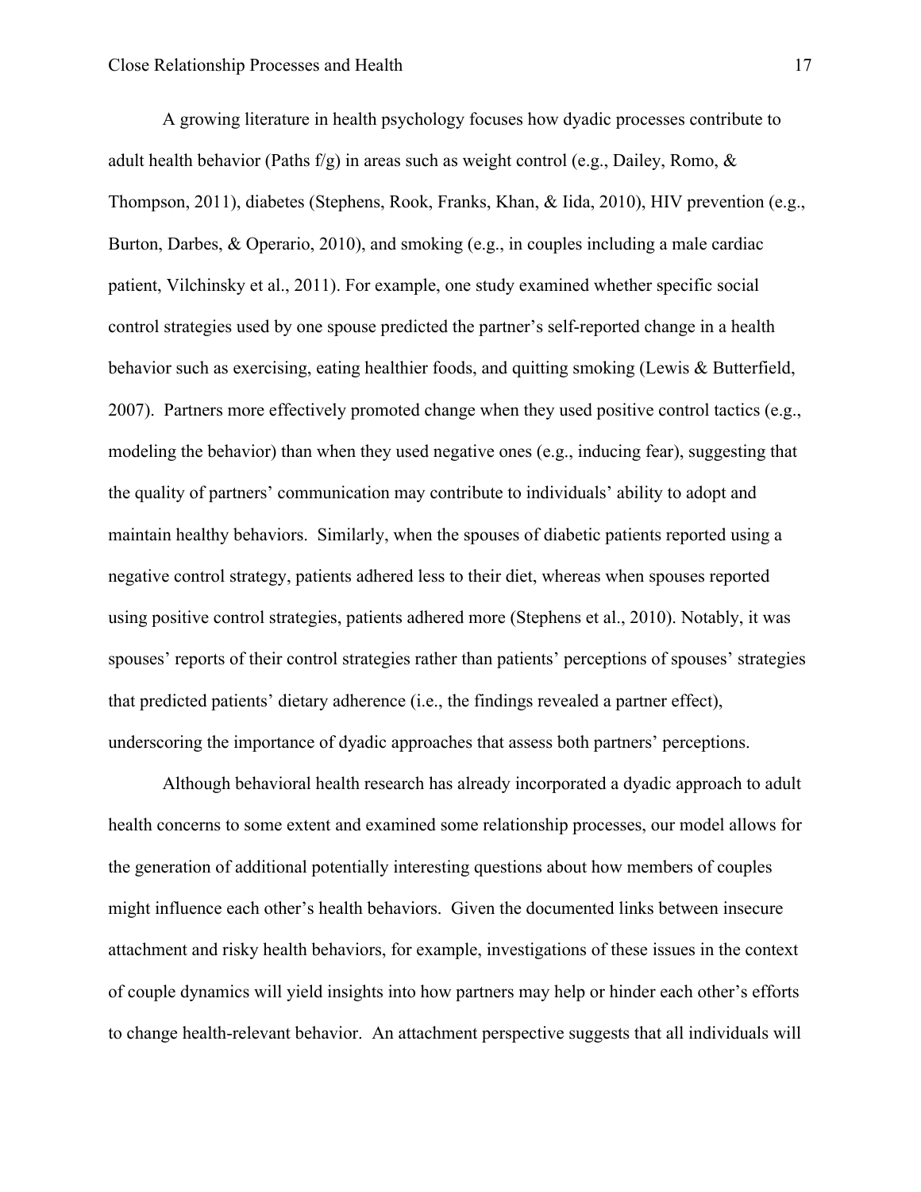A growing literature in health psychology focuses how dyadic processes contribute to adult health behavior (Paths f/g) in areas such as weight control (e.g., Dailey, Romo, & Thompson, 2011), diabetes (Stephens, Rook, Franks, Khan, & Iida, 2010), HIV prevention (e.g., Burton, Darbes, & Operario, 2010), and smoking (e.g., in couples including a male cardiac patient, Vilchinsky et al., 2011). For example, one study examined whether specific social control strategies used by one spouse predicted the partner's self-reported change in a health behavior such as exercising, eating healthier foods, and quitting smoking (Lewis & Butterfield, 2007). Partners more effectively promoted change when they used positive control tactics (e.g., modeling the behavior) than when they used negative ones (e.g., inducing fear), suggesting that the quality of partners' communication may contribute to individuals' ability to adopt and maintain healthy behaviors. Similarly, when the spouses of diabetic patients reported using a negative control strategy, patients adhered less to their diet, whereas when spouses reported using positive control strategies, patients adhered more (Stephens et al., 2010). Notably, it was spouses' reports of their control strategies rather than patients' perceptions of spouses' strategies that predicted patients' dietary adherence (i.e., the findings revealed a partner effect), underscoring the importance of dyadic approaches that assess both partners' perceptions.

Although behavioral health research has already incorporated a dyadic approach to adult health concerns to some extent and examined some relationship processes, our model allows for the generation of additional potentially interesting questions about how members of couples might influence each other's health behaviors. Given the documented links between insecure attachment and risky health behaviors, for example, investigations of these issues in the context of couple dynamics will yield insights into how partners may help or hinder each other's efforts to change health-relevant behavior. An attachment perspective suggests that all individuals will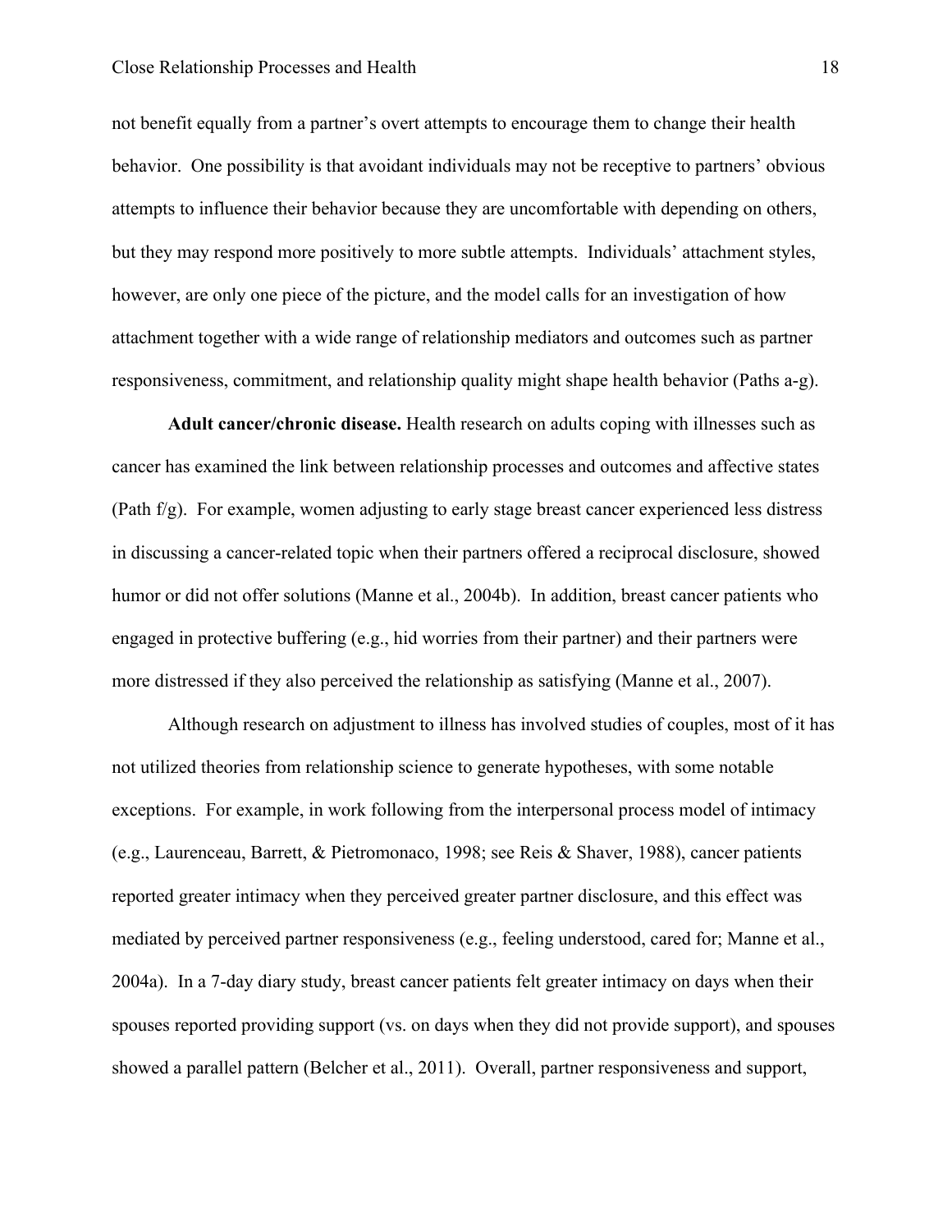not benefit equally from a partner's overt attempts to encourage them to change their health behavior. One possibility is that avoidant individuals may not be receptive to partners' obvious attempts to influence their behavior because they are uncomfortable with depending on others, but they may respond more positively to more subtle attempts. Individuals' attachment styles, however, are only one piece of the picture, and the model calls for an investigation of how attachment together with a wide range of relationship mediators and outcomes such as partner responsiveness, commitment, and relationship quality might shape health behavior (Paths a-g).

**Adult cancer/chronic disease.** Health research on adults coping with illnesses such as cancer has examined the link between relationship processes and outcomes and affective states (Path f/g). For example, women adjusting to early stage breast cancer experienced less distress in discussing a cancer-related topic when their partners offered a reciprocal disclosure, showed humor or did not offer solutions (Manne et al., 2004b). In addition, breast cancer patients who engaged in protective buffering (e.g., hid worries from their partner) and their partners were more distressed if they also perceived the relationship as satisfying (Manne et al., 2007).

Although research on adjustment to illness has involved studies of couples, most of it has not utilized theories from relationship science to generate hypotheses, with some notable exceptions. For example, in work following from the interpersonal process model of intimacy (e.g., Laurenceau, Barrett, & Pietromonaco, 1998; see Reis & Shaver, 1988), cancer patients reported greater intimacy when they perceived greater partner disclosure, and this effect was mediated by perceived partner responsiveness (e.g., feeling understood, cared for; Manne et al., 2004a). In a 7-day diary study, breast cancer patients felt greater intimacy on days when their spouses reported providing support (vs. on days when they did not provide support), and spouses showed a parallel pattern (Belcher et al., 2011). Overall, partner responsiveness and support,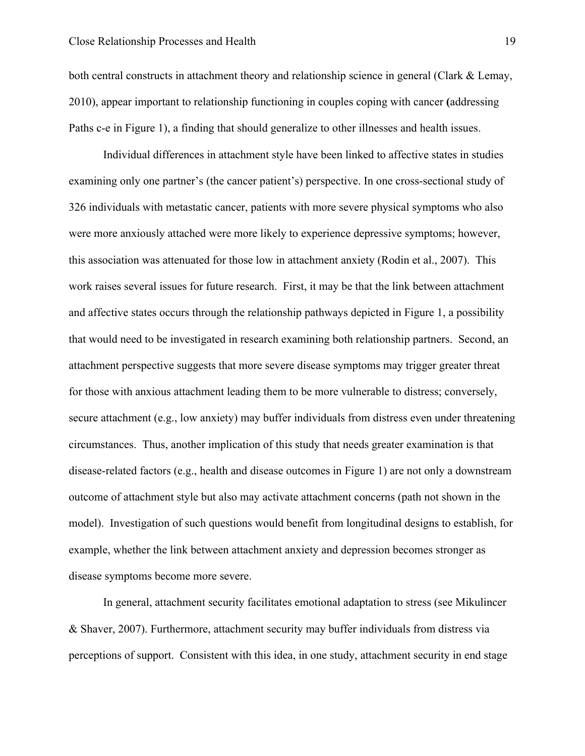both central constructs in attachment theory and relationship science in general (Clark & Lemay, 2010), appear important to relationship functioning in couples coping with cancer (addressing Paths c-e in Figure 1), a finding that should generalize to other illnesses and health issues.

Individual differences in attachment style have been linked to affective states in studies examining only one partner's (the cancer patient's) perspective. In one cross-sectional study of 326 individuals with metastatic cancer, patients with more severe physical symptoms who also were more anxiously attached were more likely to experience depressive symptoms; however, this association was attenuated for those low in attachment anxiety (Rodin et al., 2007). This work raises several issues for future research. First, it may be that the link between attachment and affective states occurs through the relationship pathways depicted in Figure 1, a possibility that would need to be investigated in research examining both relationship partners. Second, an attachment perspective suggests that more severe disease symptoms may trigger greater threat for those with anxious attachment leading them to be more vulnerable to distress; conversely, secure attachment (e.g., low anxiety) may buffer individuals from distress even under threatening circumstances. Thus, another implication of this study that needs greater examination is that disease-related factors (e.g., health and disease outcomes in Figure 1) are not only a downstream outcome of attachment style but also may activate attachment concerns (path not shown in the model). Investigation of such questions would benefit from longitudinal designs to establish, for example, whether the link between attachment anxiety and depression becomes stronger as disease symptoms become more severe.

In general, attachment security facilitates emotional adaptation to stress (see Mikulincer & Shaver, 2007). Furthermore, attachment security may buffer individuals from distress via perceptions of support. Consistent with this idea, in one study, attachment security in end stage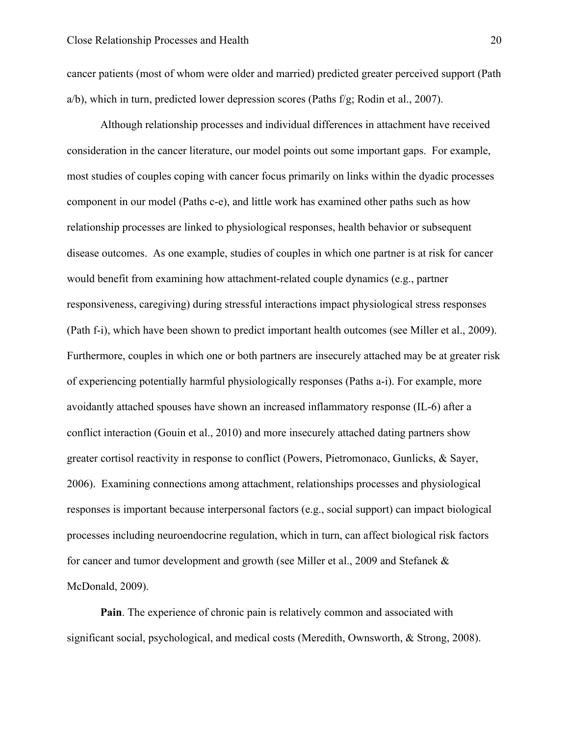cancer patients (most of whom were older and married) predicted greater perceived support (Path a/b), which in turn, predicted lower depression scores (Paths f/g; Rodin et al., 2007).

Although relationship processes and individual differences in attachment have received consideration in the cancer literature, our model points out some important gaps. For example, most studies of couples coping with cancer focus primarily on links within the dyadic processes component in our model (Paths c-e), and little work has examined other paths such as how relationship processes are linked to physiological responses, health behavior or subsequent disease outcomes. As one example, studies of couples in which one partner is at risk for cancer would benefit from examining how attachment-related couple dynamics (e.g., partner responsiveness, caregiving) during stressful interactions impact physiological stress responses (Path f-i), which have been shown to predict important health outcomes (see Miller et al., 2009). Furthermore, couples in which one or both partners are insecurely attached may be at greater risk of experiencing potentially harmful physiologically responses (Paths a-i). For example, more avoidantly attached spouses have shown an increased inflammatory response (IL-6) after a conflict interaction (Gouin et al., 2010) and more insecurely attached dating partners show greater cortisol reactivity in response to conflict (Powers, Pietromonaco, Gunlicks, & Sayer, 2006). Examining connections among attachment, relationships processes and physiological responses is important because interpersonal factors (e.g., social support) can impact biological processes including neuroendocrine regulation, which in turn, can affect biological risk factors for cancer and tumor development and growth (see Miller et al., 2009 and Stefanek & McDonald, 2009).

**Pain**. The experience of chronic pain is relatively common and associated with significant social, psychological, and medical costs (Meredith, Ownsworth, & Strong, 2008).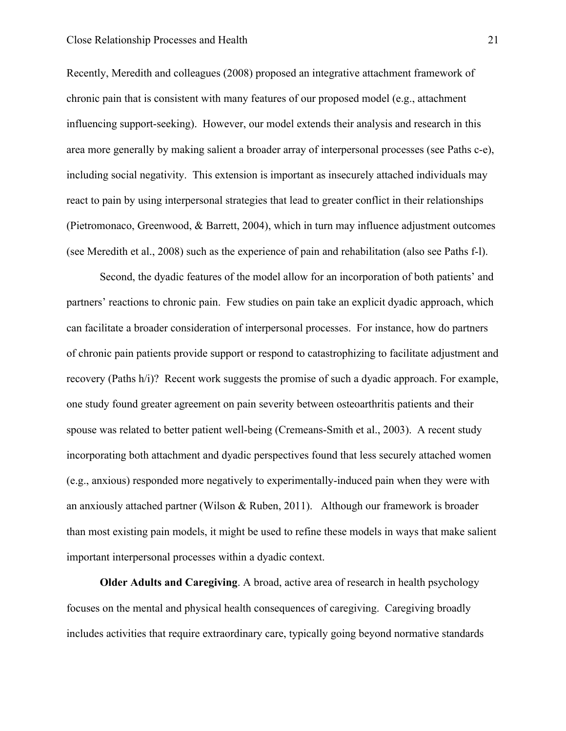Recently, Meredith and colleagues (2008) proposed an integrative attachment framework of chronic pain that is consistent with many features of our proposed model (e.g., attachment influencing support-seeking). However, our model extends their analysis and research in this area more generally by making salient a broader array of interpersonal processes (see Paths c-e), including social negativity. This extension is important as insecurely attached individuals may react to pain by using interpersonal strategies that lead to greater conflict in their relationships (Pietromonaco, Greenwood, & Barrett, 2004), which in turn may influence adjustment outcomes (see Meredith et al., 2008) such as the experience of pain and rehabilitation (also see Paths f-l).

Second, the dyadic features of the model allow for an incorporation of both patients' and partners' reactions to chronic pain. Few studies on pain take an explicit dyadic approach, which can facilitate a broader consideration of interpersonal processes. For instance, how do partners of chronic pain patients provide support or respond to catastrophizing to facilitate adjustment and recovery (Paths h/i)? Recent work suggests the promise of such a dyadic approach. For example, one study found greater agreement on pain severity between osteoarthritis patients and their spouse was related to better patient well-being (Cremeans-Smith et al., 2003). A recent study incorporating both attachment and dyadic perspectives found that less securely attached women (e.g., anxious) responded more negatively to experimentally-induced pain when they were with an anxiously attached partner (Wilson & Ruben, 2011). Although our framework is broader than most existing pain models, it might be used to refine these models in ways that make salient important interpersonal processes within a dyadic context.

**Older Adults and Caregiving**. A broad, active area of research in health psychology focuses on the mental and physical health consequences of caregiving. Caregiving broadly includes activities that require extraordinary care, typically going beyond normative standards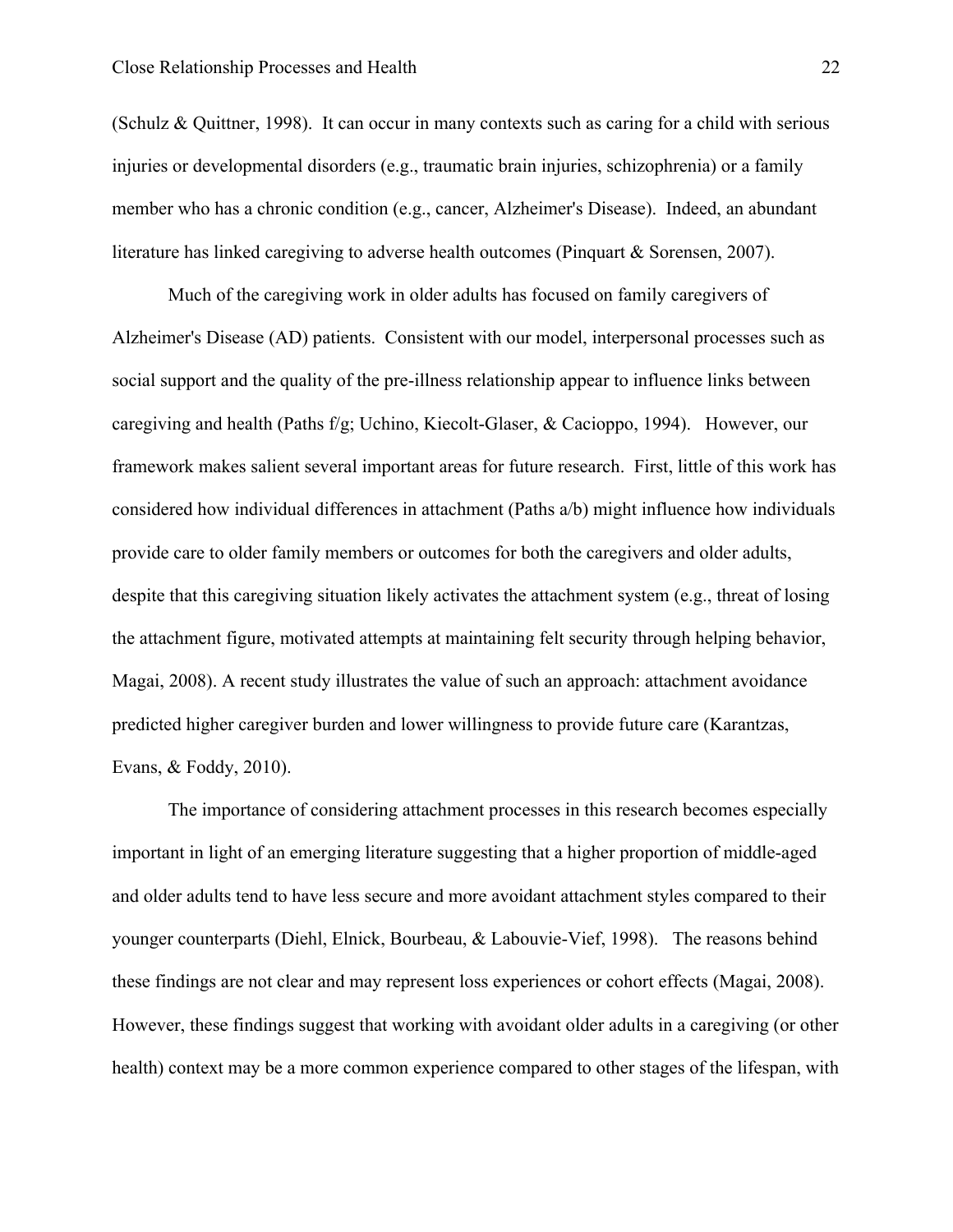(Schulz & Quittner, 1998). It can occur in many contexts such as caring for a child with serious injuries or developmental disorders (e.g., traumatic brain injuries, schizophrenia) or a family member who has a chronic condition (e.g., cancer, Alzheimer's Disease). Indeed, an abundant literature has linked caregiving to adverse health outcomes (Pinquart & Sorensen, 2007).

Much of the caregiving work in older adults has focused on family caregivers of Alzheimer's Disease (AD) patients. Consistent with our model, interpersonal processes such as social support and the quality of the pre-illness relationship appear to influence links between caregiving and health (Paths f/g; Uchino, Kiecolt-Glaser, & Cacioppo, 1994). However, our framework makes salient several important areas for future research. First, little of this work has considered how individual differences in attachment (Paths a/b) might influence how individuals provide care to older family members or outcomes for both the caregivers and older adults, despite that this caregiving situation likely activates the attachment system (e.g., threat of losing the attachment figure, motivated attempts at maintaining felt security through helping behavior, Magai, 2008). A recent study illustrates the value of such an approach: attachment avoidance predicted higher caregiver burden and lower willingness to provide future care (Karantzas, Evans, & Foddy, 2010).

The importance of considering attachment processes in this research becomes especially important in light of an emerging literature suggesting that a higher proportion of middle-aged and older adults tend to have less secure and more avoidant attachment styles compared to their younger counterparts (Diehl, Elnick, Bourbeau, & Labouvie-Vief, 1998). The reasons behind these findings are not clear and may represent loss experiences or cohort effects (Magai, 2008). However, these findings suggest that working with avoidant older adults in a caregiving (or other health) context may be a more common experience compared to other stages of the lifespan, with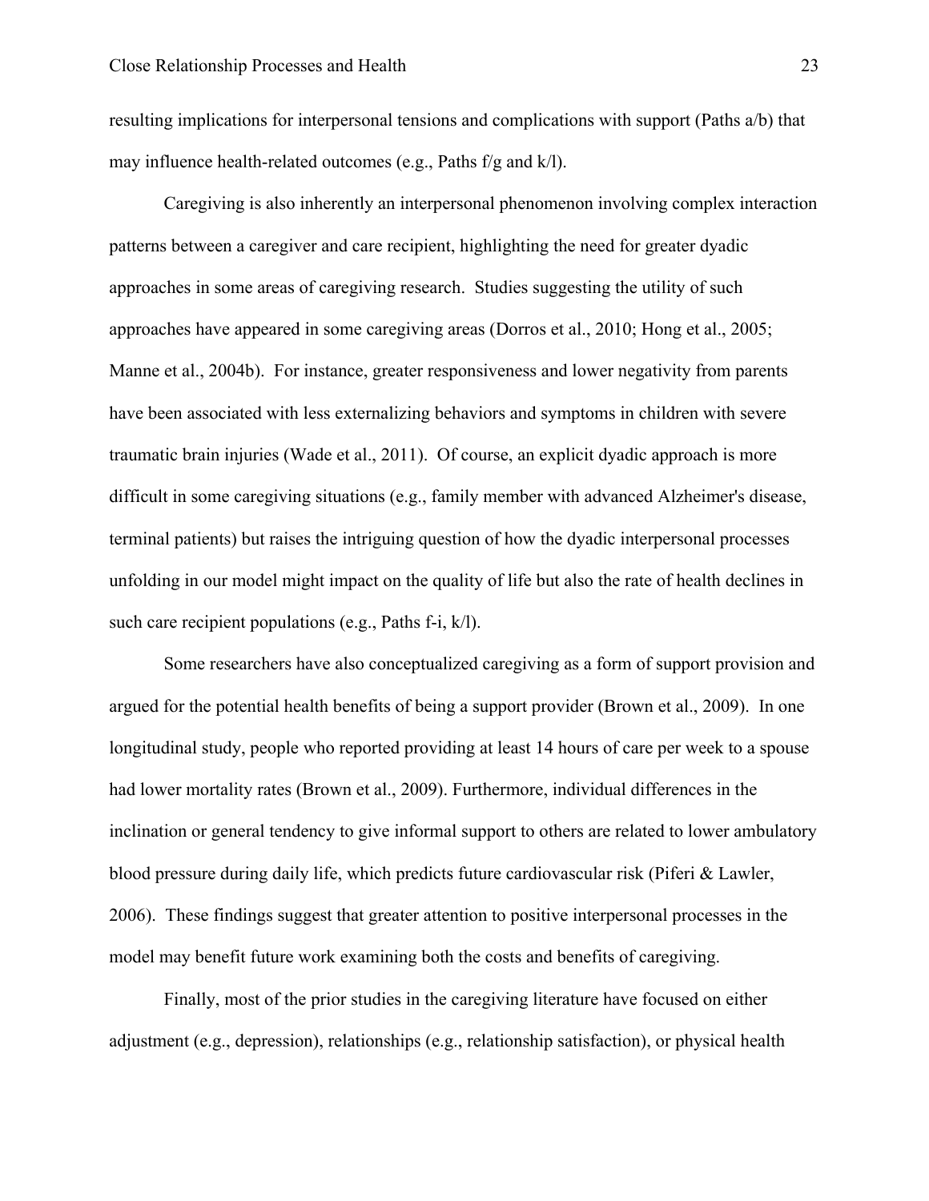resulting implications for interpersonal tensions and complications with support (Paths a/b) that may influence health-related outcomes (e.g., Paths f/g and k/l).

Caregiving is also inherently an interpersonal phenomenon involving complex interaction patterns between a caregiver and care recipient, highlighting the need for greater dyadic approaches in some areas of caregiving research. Studies suggesting the utility of such approaches have appeared in some caregiving areas (Dorros et al., 2010; Hong et al., 2005; Manne et al., 2004b). For instance, greater responsiveness and lower negativity from parents have been associated with less externalizing behaviors and symptoms in children with severe traumatic brain injuries (Wade et al., 2011). Of course, an explicit dyadic approach is more difficult in some caregiving situations (e.g., family member with advanced Alzheimer's disease, terminal patients) but raises the intriguing question of how the dyadic interpersonal processes unfolding in our model might impact on the quality of life but also the rate of health declines in such care recipient populations (e.g., Paths f-i, k/l).

Some researchers have also conceptualized caregiving as a form of support provision and argued for the potential health benefits of being a support provider (Brown et al., 2009). In one longitudinal study, people who reported providing at least 14 hours of care per week to a spouse had lower mortality rates (Brown et al., 2009). Furthermore, individual differences in the inclination or general tendency to give informal support to others are related to lower ambulatory blood pressure during daily life, which predicts future cardiovascular risk (Piferi & Lawler, 2006). These findings suggest that greater attention to positive interpersonal processes in the model may benefit future work examining both the costs and benefits of caregiving.

Finally, most of the prior studies in the caregiving literature have focused on either adjustment (e.g., depression), relationships (e.g., relationship satisfaction), or physical health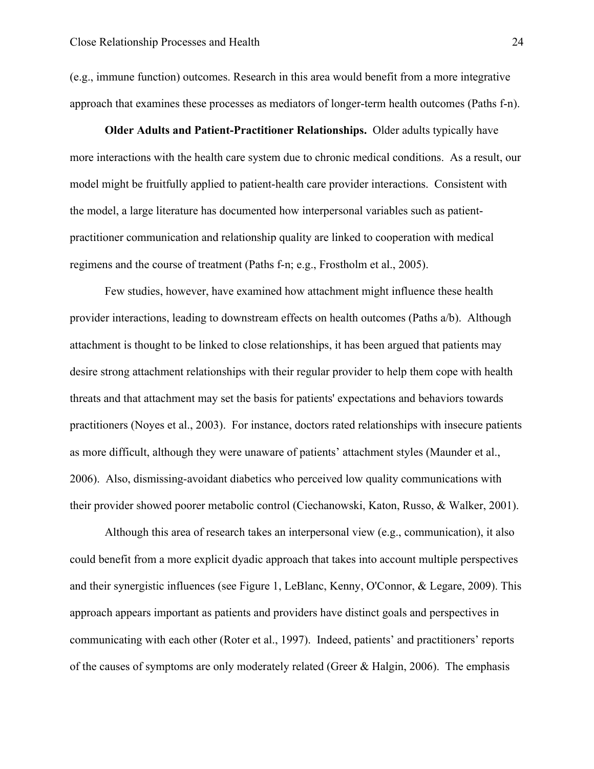(e.g., immune function) outcomes. Research in this area would benefit from a more integrative approach that examines these processes as mediators of longer-term health outcomes (Paths f-n).

**Older Adults and Patient-Practitioner Relationships.** Older adults typically have more interactions with the health care system due to chronic medical conditions. As a result, our model might be fruitfully applied to patient-health care provider interactions. Consistent with the model, a large literature has documented how interpersonal variables such as patient-practitioner communication and relationship quality are linked to cooperation with medical regimens and the course of treatment (Paths f-n; e.g., Frostholm et al., 2005).

Few studies, however, have examined how attachment might influence these health provider interactions, leading to downstream effects on health outcomes (Paths a/b). Although attachment is thought to be linked to close relationships, it has been argued that patients may desire strong attachment relationships with their regular provider to help them cope with health threats and that attachment may set the basis for patients' expectations and behaviors towards practitioners (Noyes et al., 2003). For instance, doctors rated relationships with insecure patients as more difficult, although they were unaware of patients' attachment styles (Maunder et al., 2006). Also, dismissing-avoidant diabetics who perceived low quality communications with their provider showed poorer metabolic control (Ciechanowski, Katon, Russo, & Walker, 2001).

Although this area of research takes an interpersonal view (e.g., communication), it also could benefit from a more explicit dyadic approach that takes into account multiple perspectives and their synergistic influences (see Figure 1, LeBlanc, Kenny, O'Connor, & Legare, 2009). This approach appears important as patients and providers have distinct goals and perspectives in communicating with each other (Roter et al., 1997). Indeed, patients' and practitioners' reports of the causes of symptoms are only moderately related (Greer & Halgin, 2006). The emphasis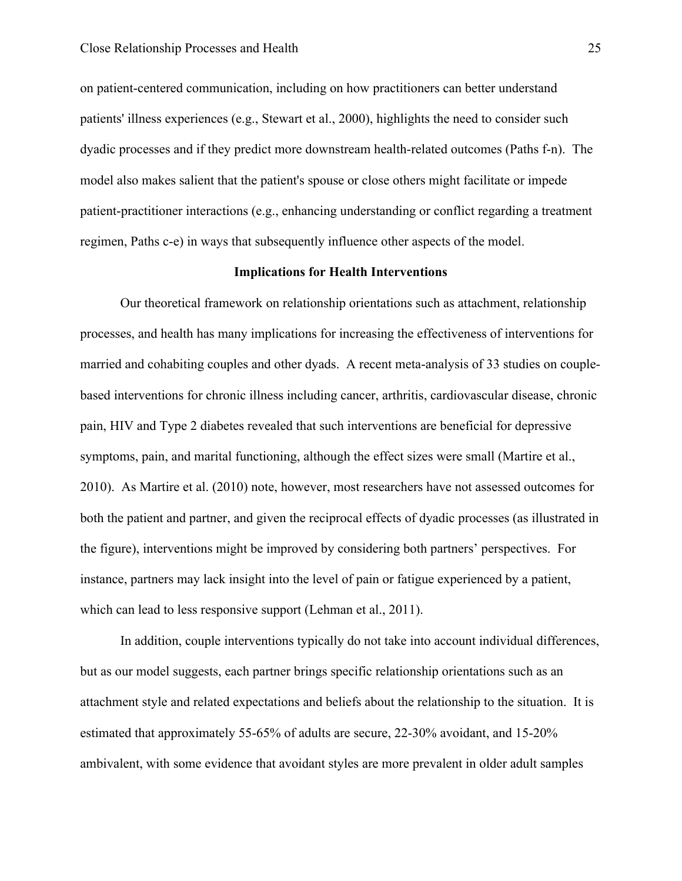on patient-centered communication, including on how practitioners can better understand patients' illness experiences (e.g., Stewart et al., 2000), highlights the need to consider such dyadic processes and if they predict more downstream health-related outcomes (Paths f-n). The model also makes salient that the patient's spouse or close others might facilitate or impede patient-practitioner interactions (e.g., enhancing understanding or conflict regarding a treatment regimen, Paths c-e) in ways that subsequently influence other aspects of the model.

## Implications for Health Interventions

Our theoretical framework on relationship orientations such as attachment, relationship processes, and health has many implications for increasing the effectiveness of interventions for married and cohabiting couples and other dyads. A recent meta-analysis of 33 studies on couple-based interventions for chronic illness including cancer, arthritis, cardiovascular disease, chronic pain, HIV and Type 2 diabetes revealed that such interventions are beneficial for depressive symptoms, pain, and marital functioning, although the effect sizes were small (Martire et al., 2010). As Martire et al. (2010) note, however, most researchers have not assessed outcomes for both the patient and partner, and given the reciprocal effects of dyadic processes (as illustrated in the figure), interventions might be improved by considering both partners' perspectives. For instance, partners may lack insight into the level of pain or fatigue experienced by a patient, which can lead to less responsive support (Lehman et al., 2011).

In addition, couple interventions typically do not take into account individual differences, but as our model suggests, each partner brings specific relationship orientations such as an attachment style and related expectations and beliefs about the relationship to the situation. It is estimated that approximately 55-65% of adults are secure, 22-30% avoidant, and 15-20% ambivalent, with some evidence that avoidant styles are more prevalent in older adult samples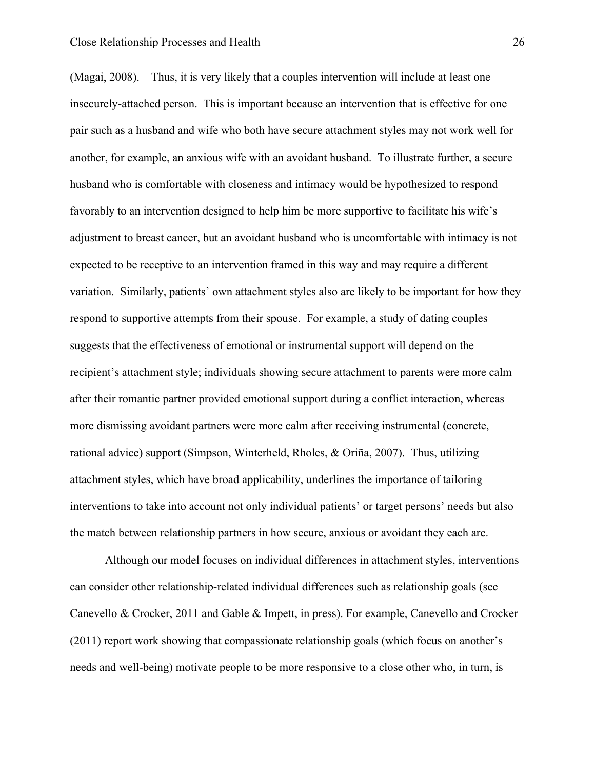(Magai, 2008). Thus, it is very likely that a couples intervention will include at least one insecurely-attached person. This is important because an intervention that is effective for one pair such as a husband and wife who both have secure attachment styles may not work well for another, for example, an anxious wife with an avoidant husband. To illustrate further, a secure husband who is comfortable with closeness and intimacy would be hypothesized to respond favorably to an intervention designed to help him be more supportive to facilitate his wife's adjustment to breast cancer, but an avoidant husband who is uncomfortable with intimacy is not expected to be receptive to an intervention framed in this way and may require a different variation. Similarly, patients' own attachment styles also are likely to be important for how they respond to supportive attempts from their spouse. For example, a study of dating couples suggests that the effectiveness of emotional or instrumental support will depend on the recipient's attachment style; individuals showing secure attachment to parents were more calm after their romantic partner provided emotional support during a conflict interaction, whereas more dismissing avoidant partners were more calm after receiving instrumental (concrete, rational advice) support (Simpson, Winterheld, Rholes, & Oriña, 2007). Thus, utilizing attachment styles, which have broad applicability, underlines the importance of tailoring interventions to take into account not only individual patients' or target persons' needs but also the match between relationship partners in how secure, anxious or avoidant they each are.

Although our model focuses on individual differences in attachment styles, interventions can consider other relationship-related individual differences such as relationship goals (see Canevello & Crocker, 2011 and Gable & Impett, in press). For example, Canevello and Crocker (2011) report work showing that compassionate relationship goals (which focus on another's needs and well-being) motivate people to be more responsive to a close other who, in turn, is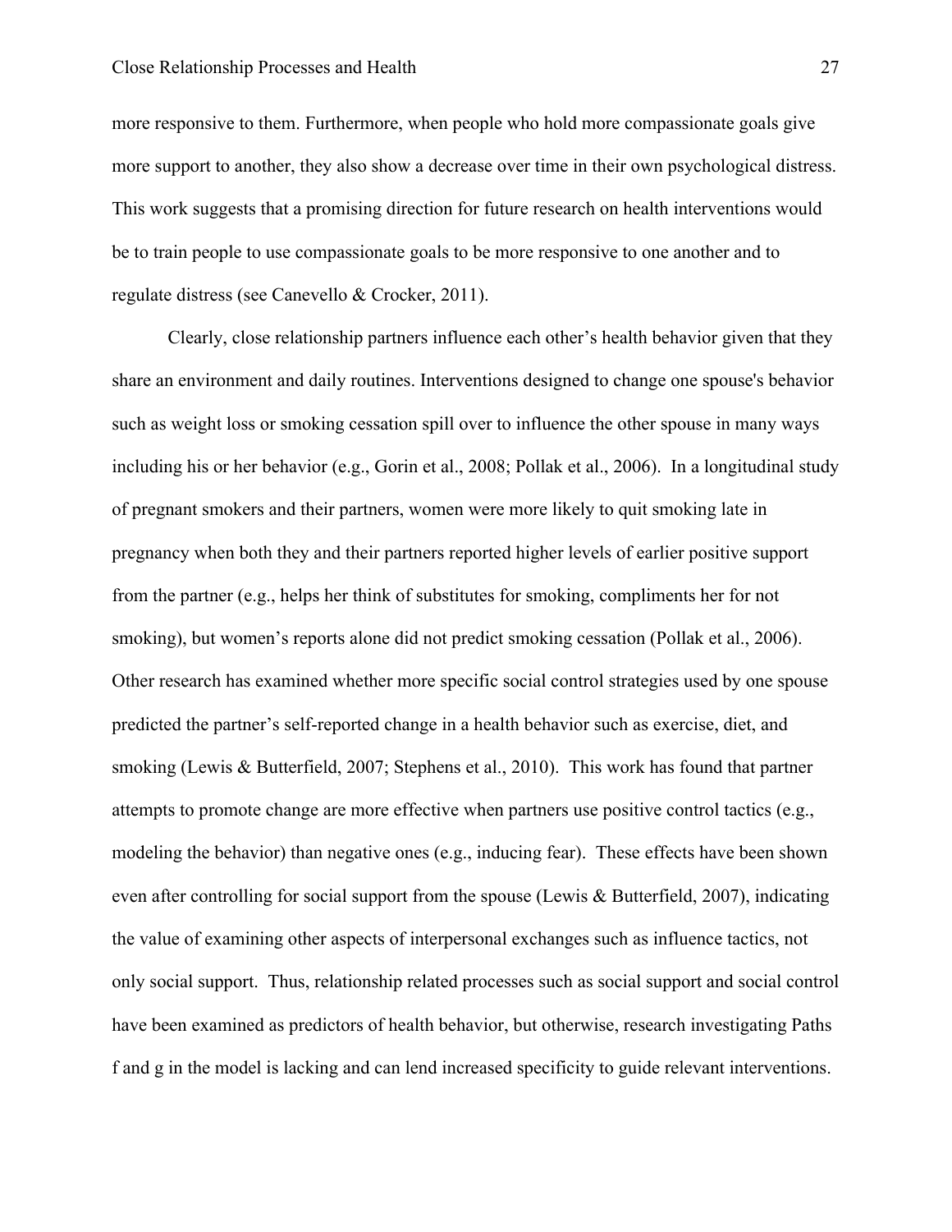more responsive to them. Furthermore, when people who hold more compassionate goals give more support to another, they also show a decrease over time in their own psychological distress. This work suggests that a promising direction for future research on health interventions would be to train people to use compassionate goals to be more responsive to one another and to regulate distress (see Canevello & Crocker, 2011).

Clearly, close relationship partners influence each other's health behavior given that they share an environment and daily routines. Interventions designed to change one spouse's behavior such as weight loss or smoking cessation spill over to influence the other spouse in many ways including his or her behavior (e.g., Gorin et al., 2008; Pollak et al., 2006). In a longitudinal study of pregnant smokers and their partners, women were more likely to quit smoking late in pregnancy when both they and their partners reported higher levels of earlier positive support from the partner (e.g., helps her think of substitutes for smoking, compliments her for not smoking), but women's reports alone did not predict smoking cessation (Pollak et al., 2006). Other research has examined whether more specific social control strategies used by one spouse predicted the partner's self-reported change in a health behavior such as exercise, diet, and smoking (Lewis & Butterfield, 2007; Stephens et al., 2010). This work has found that partner attempts to promote change are more effective when partners use positive control tactics (e.g., modeling the behavior) than negative ones (e.g., inducing fear). These effects have been shown even after controlling for social support from the spouse (Lewis & Butterfield, 2007), indicating the value of examining other aspects of interpersonal exchanges such as influence tactics, not only social support. Thus, relationship related processes such as social support and social control have been examined as predictors of health behavior, but otherwise, research investigating Paths f and g in the model is lacking and can lend increased specificity to guide relevant interventions.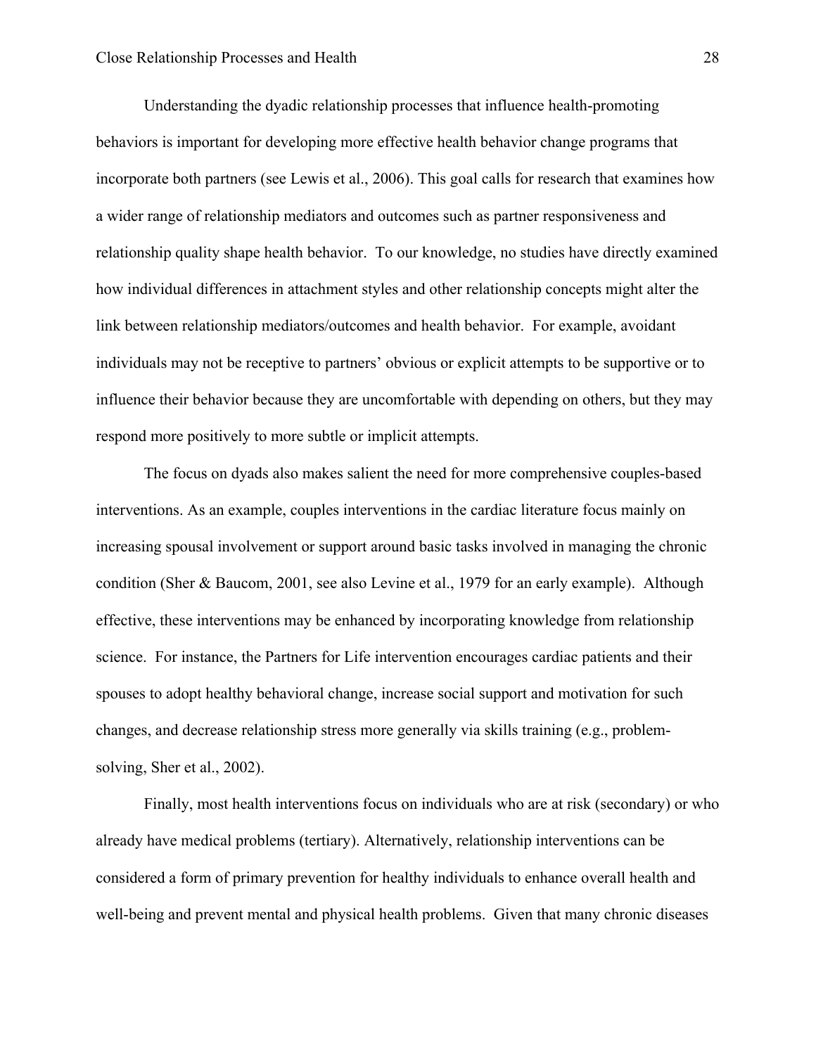Understanding the dyadic relationship processes that influence health-promoting behaviors is important for developing more effective health behavior change programs that incorporate both partners (see Lewis et al., 2006). This goal calls for research that examines how a wider range of relationship mediators and outcomes such as partner responsiveness and relationship quality shape health behavior. To our knowledge, no studies have directly examined how individual differences in attachment styles and other relationship concepts might alter the link between relationship mediators/outcomes and health behavior. For example, avoidant individuals may not be receptive to partners' obvious or explicit attempts to be supportive or to influence their behavior because they are uncomfortable with depending on others, but they may respond more positively to more subtle or implicit attempts.

The focus on dyads also makes salient the need for more comprehensive couples-based interventions. As an example, couples interventions in the cardiac literature focus mainly on increasing spousal involvement or support around basic tasks involved in managing the chronic condition (Sher & Baucom, 2001, see also Levine et al., 1979 for an early example). Although effective, these interventions may be enhanced by incorporating knowledge from relationship science. For instance, the Partners for Life intervention encourages cardiac patients and their spouses to adopt healthy behavioral change, increase social support and motivation for such changes, and decrease relationship stress more generally via skills training (e.g., problem-solving, Sher et al., 2002).

Finally, most health interventions focus on individuals who are at risk (secondary) or who already have medical problems (tertiary). Alternatively, relationship interventions can be considered a form of primary prevention for healthy individuals to enhance overall health and well-being and prevent mental and physical health problems. Given that many chronic diseases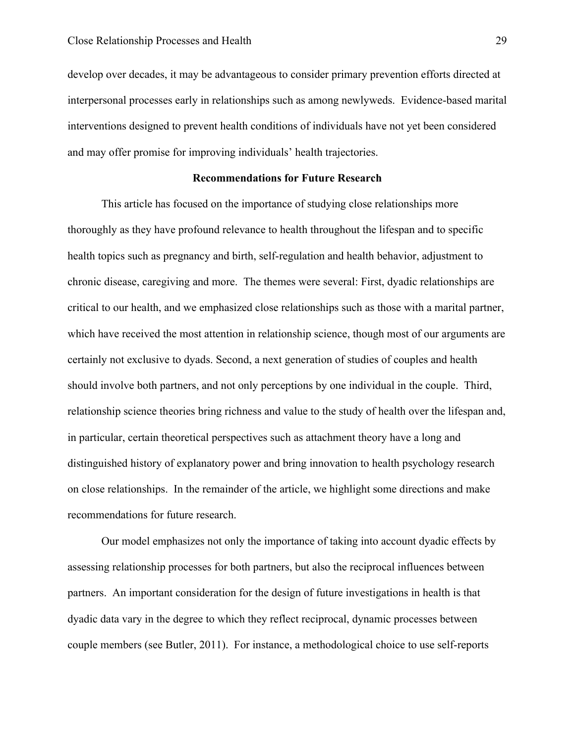develop over decades, it may be advantageous to consider primary prevention efforts directed at interpersonal processes early in relationships such as among newlyweds. Evidence-based marital interventions designed to prevent health conditions of individuals have not yet been considered and may offer promise for improving individuals' health trajectories.

## Recommendations for Future Research

This article has focused on the importance of studying close relationships more thoroughly as they have profound relevance to health throughout the lifespan and to specific health topics such as pregnancy and birth, self-regulation and health behavior, adjustment to chronic disease, caregiving and more. The themes were several: First, dyadic relationships are critical to our health, and we emphasized close relationships such as those with a marital partner, which have received the most attention in relationship science, though most of our arguments are certainly not exclusive to dyads. Second, a next generation of studies of couples and health should involve both partners, and not only perceptions by one individual in the couple. Third, relationship science theories bring richness and value to the study of health over the lifespan and, in particular, certain theoretical perspectives such as attachment theory have a long and distinguished history of explanatory power and bring innovation to health psychology research on close relationships. In the remainder of the article, we highlight some directions and make recommendations for future research.

Our model emphasizes not only the importance of taking into account dyadic effects by assessing relationship processes for both partners, but also the reciprocal influences between partners. An important consideration for the design of future investigations in health is that dyadic data vary in the degree to which they reflect reciprocal, dynamic processes between couple members (see Butler, 2011). For instance, a methodological choice to use self-reports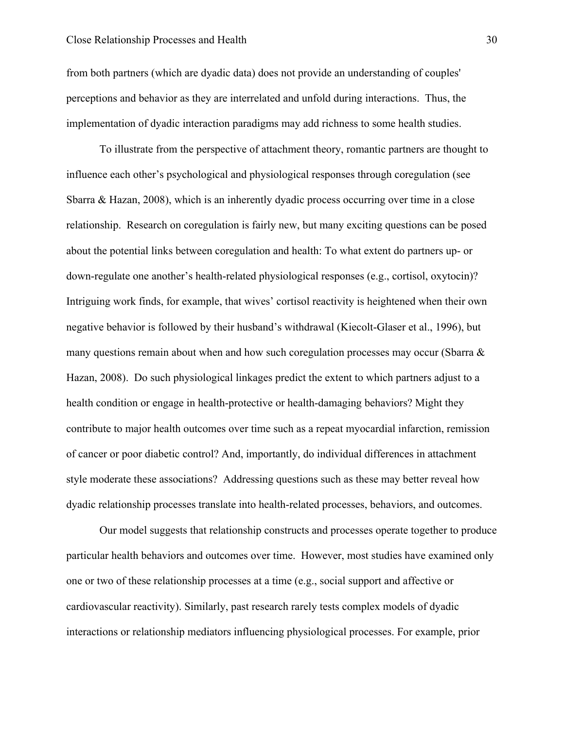from both partners (which are dyadic data) does not provide an understanding of couples' perceptions and behavior as they are interrelated and unfold during interactions. Thus, the implementation of dyadic interaction paradigms may add richness to some health studies.

To illustrate from the perspective of attachment theory, romantic partners are thought to influence each other's psychological and physiological responses through coregulation (see Sbarra & Hazan, 2008), which is an inherently dyadic process occurring over time in a close relationship. Research on coregulation is fairly new, but many exciting questions can be posed about the potential links between coregulation and health: To what extent do partners up- or down-regulate one another's health-related physiological responses (e.g., cortisol, oxytocin)? Intriguing work finds, for example, that wives' cortisol reactivity is heightened when their own negative behavior is followed by their husband's withdrawal (Kiecolt-Glaser et al., 1996), but many questions remain about when and how such coregulation processes may occur (Sbarra & Hazan, 2008). Do such physiological linkages predict the extent to which partners adjust to a health condition or engage in health-protective or health-damaging behaviors? Might they contribute to major health outcomes over time such as a repeat myocardial infarction, remission of cancer or poor diabetic control? And, importantly, do individual differences in attachment style moderate these associations? Addressing questions such as these may better reveal how dyadic relationship processes translate into health-related processes, behaviors, and outcomes.

Our model suggests that relationship constructs and processes operate together to produce particular health behaviors and outcomes over time. However, most studies have examined only one or two of these relationship processes at a time (e.g., social support and affective or cardiovascular reactivity). Similarly, past research rarely tests complex models of dyadic interactions or relationship mediators influencing physiological processes. For example, prior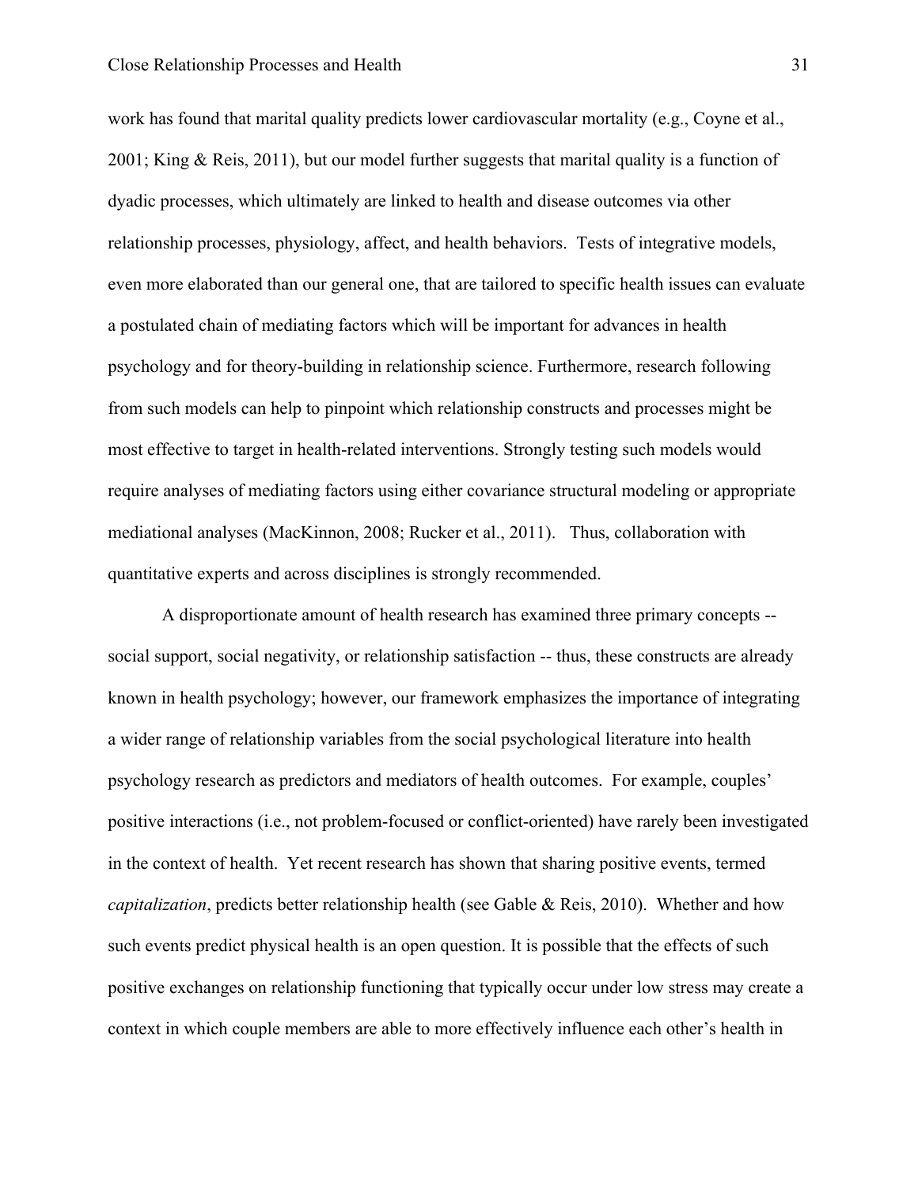work has found that marital quality predicts lower cardiovascular mortality (e.g., Coyne et al., 2001; King & Reis, 2011), but our model further suggests that marital quality is a function of dyadic processes, which ultimately are linked to health and disease outcomes via other relationship processes, physiology, affect, and health behaviors. Tests of integrative models, even more elaborated than our general one, that are tailored to specific health issues can evaluate a postulated chain of mediating factors which will be important for advances in health psychology and for theory-building in relationship science. Furthermore, research following from such models can help to pinpoint which relationship constructs and processes might be most effective to target in health-related interventions. Strongly testing such models would require analyses of mediating factors using either covariance structural modeling or appropriate mediational analyses (MacKinnon, 2008; Rucker et al., 2011). Thus, collaboration with quantitative experts and across disciplines is strongly recommended.

A disproportionate amount of health research has examined three primary concepts -- social support, social negativity, or relationship satisfaction -- thus, these constructs are already known in health psychology; however, our framework emphasizes the importance of integrating a wider range of relationship variables from the social psychological literature into health psychology research as predictors and mediators of health outcomes. For example, couples' positive interactions (i.e., not problem-focused or conflict-oriented) have rarely been investigated in the context of health. Yet recent research has shown that sharing positive events, termed *capitalization*, predicts better relationship health (see Gable & Reis, 2010). Whether and how such events predict physical health is an open question. It is possible that the effects of such positive exchanges on relationship functioning that typically occur under low stress may create a context in which couple members are able to more effectively influence each other's health in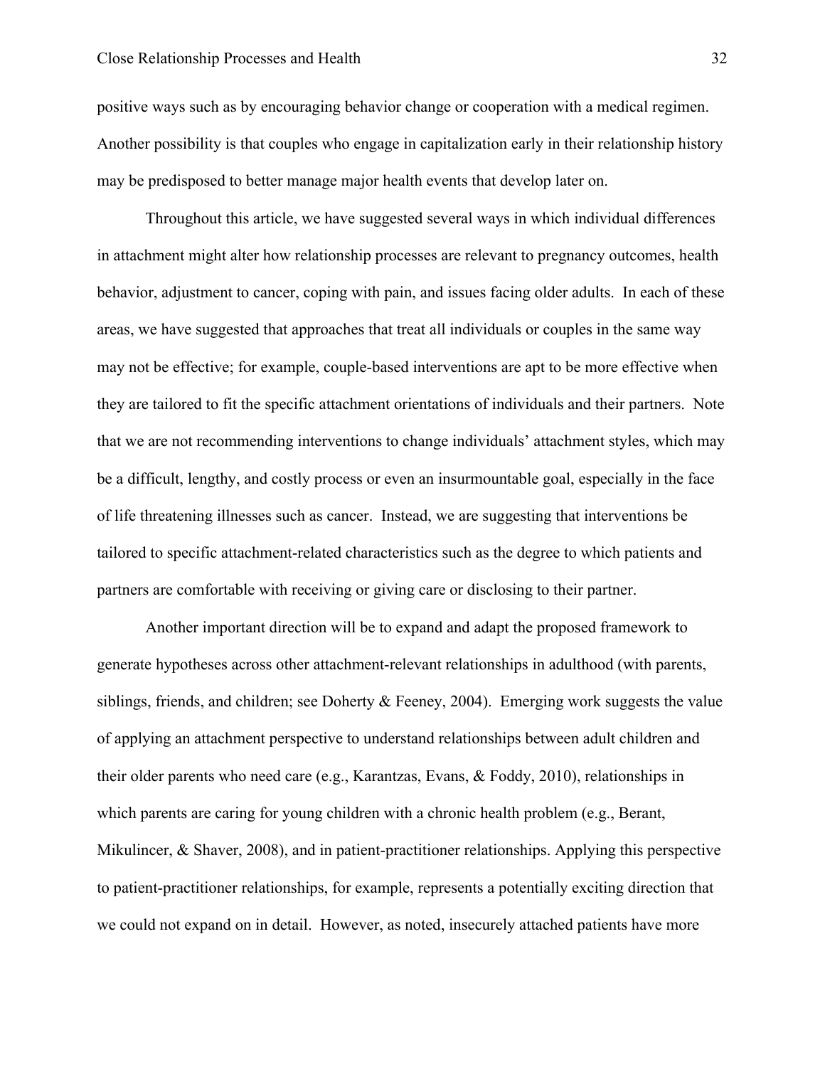positive ways such as by encouraging behavior change or cooperation with a medical regimen. Another possibility is that couples who engage in capitalization early in their relationship history may be predisposed to better manage major health events that develop later on.

Throughout this article, we have suggested several ways in which individual differences in attachment might alter how relationship processes are relevant to pregnancy outcomes, health behavior, adjustment to cancer, coping with pain, and issues facing older adults. In each of these areas, we have suggested that approaches that treat all individuals or couples in the same way may not be effective; for example, couple-based interventions are apt to be more effective when they are tailored to fit the specific attachment orientations of individuals and their partners. Note that we are not recommending interventions to change individuals' attachment styles, which may be a difficult, lengthy, and costly process or even an insurmountable goal, especially in the face of life threatening illnesses such as cancer. Instead, we are suggesting that interventions be tailored to specific attachment-related characteristics such as the degree to which patients and partners are comfortable with receiving or giving care or disclosing to their partner.

Another important direction will be to expand and adapt the proposed framework to generate hypotheses across other attachment-relevant relationships in adulthood (with parents, siblings, friends, and children; see Doherty & Feeney, 2004). Emerging work suggests the value of applying an attachment perspective to understand relationships between adult children and their older parents who need care (e.g., Karantzas, Evans, & Foddy, 2010), relationships in which parents are caring for young children with a chronic health problem (e.g., Berant, Mikulincer, & Shaver, 2008), and in patient-practitioner relationships. Applying this perspective to patient-practitioner relationships, for example, represents a potentially exciting direction that we could not expand on in detail. However, as noted, insecurely attached patients have more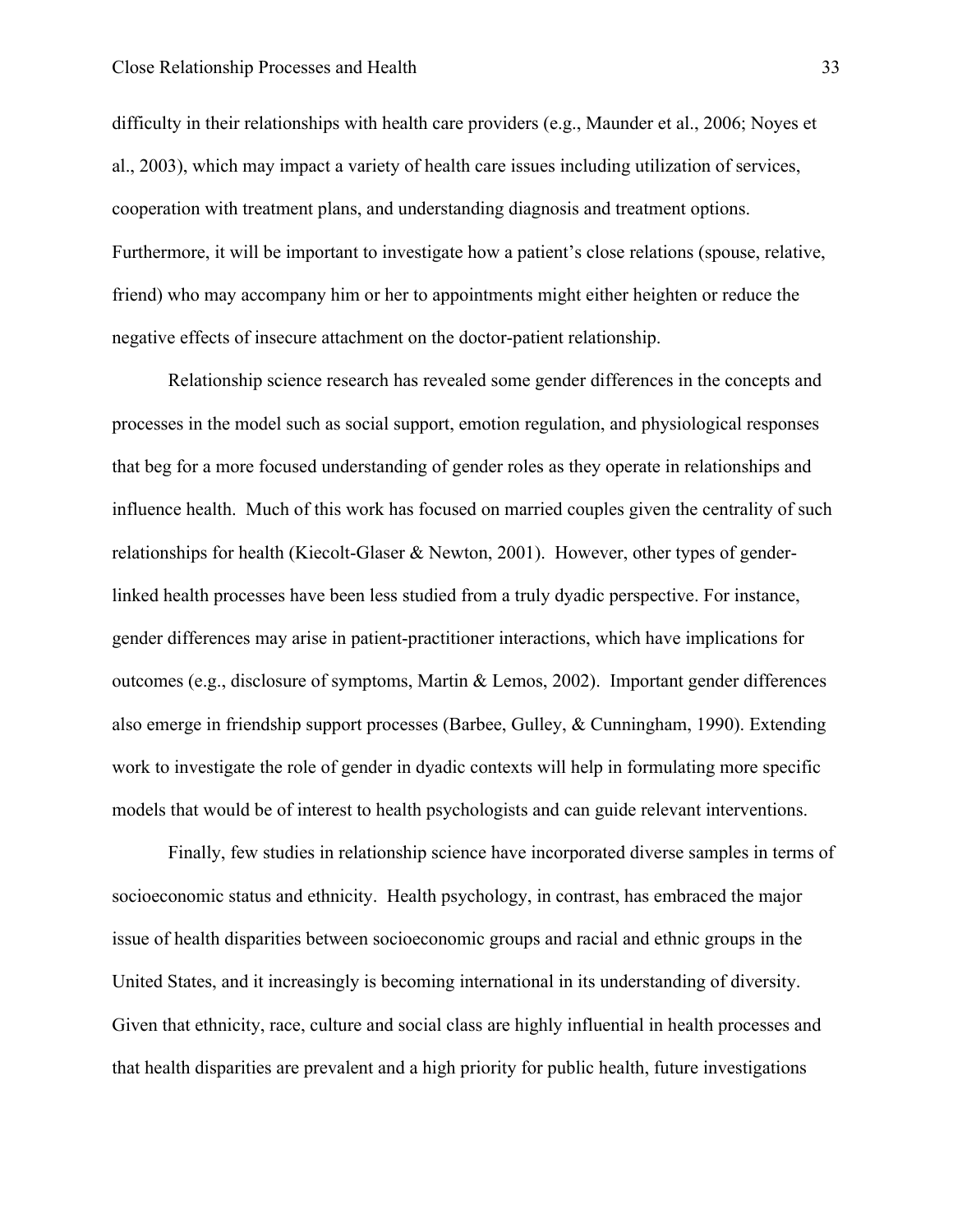difficulty in their relationships with health care providers (e.g., Maunder et al., 2006; Noyes et al., 2003), which may impact a variety of health care issues including utilization of services, cooperation with treatment plans, and understanding diagnosis and treatment options. Furthermore, it will be important to investigate how a patient's close relations (spouse, relative, friend) who may accompany him or her to appointments might either heighten or reduce the negative effects of insecure attachment on the doctor-patient relationship.

Relationship science research has revealed some gender differences in the concepts and processes in the model such as social support, emotion regulation, and physiological responses that beg for a more focused understanding of gender roles as they operate in relationships and influence health. Much of this work has focused on married couples given the centrality of such relationships for health (Kiecolt-Glaser & Newton, 2001). However, other types of gender-linked health processes have been less studied from a truly dyadic perspective. For instance, gender differences may arise in patient-practitioner interactions, which have implications for outcomes (e.g., disclosure of symptoms, Martin & Lemos, 2002). Important gender differences also emerge in friendship support processes (Barbee, Gulley, & Cunningham, 1990). Extending work to investigate the role of gender in dyadic contexts will help in formulating more specific models that would be of interest to health psychologists and can guide relevant interventions.

Finally, few studies in relationship science have incorporated diverse samples in terms of socioeconomic status and ethnicity. Health psychology, in contrast, has embraced the major issue of health disparities between socioeconomic groups and racial and ethnic groups in the United States, and it increasingly is becoming international in its understanding of diversity. Given that ethnicity, race, culture and social class are highly influential in health processes and that health disparities are prevalent and a high priority for public health, future investigations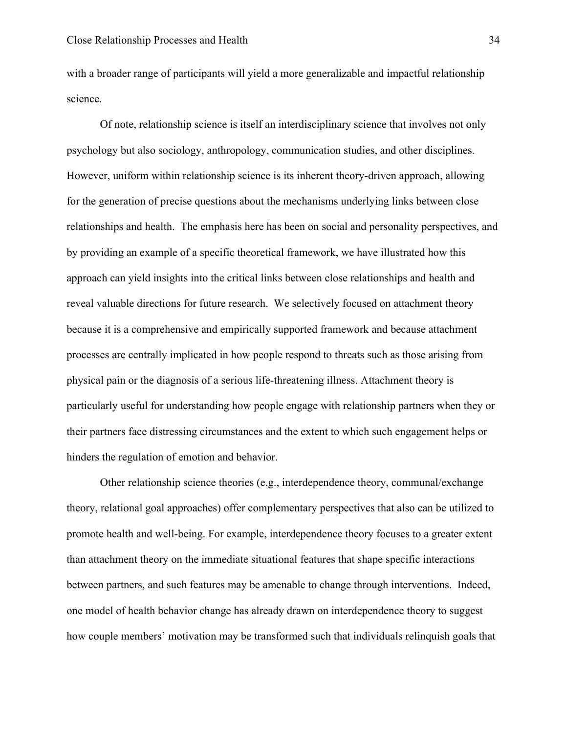with a broader range of participants will yield a more generalizable and impactful relationship science.

Of note, relationship science is itself an interdisciplinary science that involves not only psychology but also sociology, anthropology, communication studies, and other disciplines. However, uniform within relationship science is its inherent theory-driven approach, allowing for the generation of precise questions about the mechanisms underlying links between close relationships and health. The emphasis here has been on social and personality perspectives, and by providing an example of a specific theoretical framework, we have illustrated how this approach can yield insights into the critical links between close relationships and health and reveal valuable directions for future research. We selectively focused on attachment theory because it is a comprehensive and empirically supported framework and because attachment processes are centrally implicated in how people respond to threats such as those arising from physical pain or the diagnosis of a serious life-threatening illness. Attachment theory is particularly useful for understanding how people engage with relationship partners when they or their partners face distressing circumstances and the extent to which such engagement helps or hinders the regulation of emotion and behavior.

Other relationship science theories (e.g., interdependence theory, communal/exchange theory, relational goal approaches) offer complementary perspectives that also can be utilized to promote health and well-being. For example, interdependence theory focuses to a greater extent than attachment theory on the immediate situational features that shape specific interactions between partners, and such features may be amenable to change through interventions. Indeed, one model of health behavior change has already drawn on interdependence theory to suggest how couple members' motivation may be transformed such that individuals relinquish goals that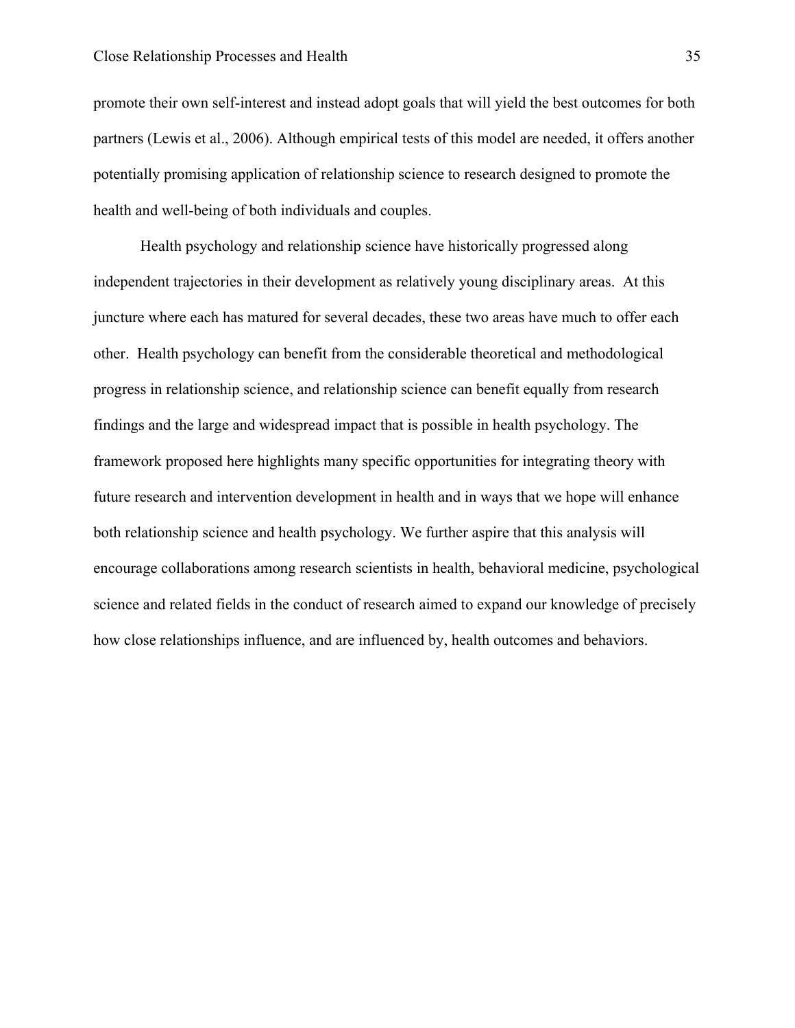promote their own self-interest and instead adopt goals that will yield the best outcomes for both partners (Lewis et al., 2006). Although empirical tests of this model are needed, it offers another potentially promising application of relationship science to research designed to promote the health and well-being of both individuals and couples.

Health psychology and relationship science have historically progressed along independent trajectories in their development as relatively young disciplinary areas. At this juncture where each has matured for several decades, these two areas have much to offer each other. Health psychology can benefit from the considerable theoretical and methodological progress in relationship science, and relationship science can benefit equally from research findings and the large and widespread impact that is possible in health psychology. The framework proposed here highlights many specific opportunities for integrating theory with future research and intervention development in health and in ways that we hope will enhance both relationship science and health psychology. We further aspire that this analysis will encourage collaborations among research scientists in health, behavioral medicine, psychological science and related fields in the conduct of research aimed to expand our knowledge of precisely how close relationships influence, and are influenced by, health outcomes and behaviors.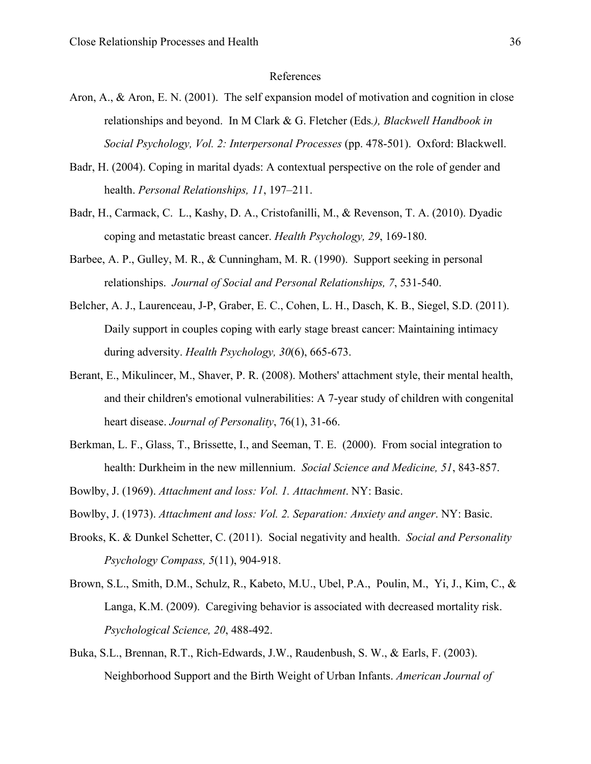# References

Aron, A., & Aron, E. N. (2001). The self expansion model of motivation and cognition in close relationships and beyond. In M Clark & G. Fletcher (Eds*.), Blackwell Handbook in Social Psychology, Vol. 2: Interpersonal Processes* (pp. 478-501). Oxford: Blackwell.

Badr, H. (2004). Coping in marital dyads: A contextual perspective on the role of gender and health. *Personal Relationships, 11*, 197–211.

Badr, H., Carmack, C. L., Kashy, D. A., Cristofanilli, M., & Revenson, T. A. (2010). Dyadic coping and metastatic breast cancer. *Health Psychology, 29*, 169-180.

Barbee, A. P., Gulley, M. R., & Cunningham, M. R. (1990). Support seeking in personal relationships. *Journal of Social and Personal Relationships, 7*, 531-540.

Belcher, A. J., Laurenceau, J-P, Graber, E. C., Cohen, L. H., Dasch, K. B., Siegel, S.D. (2011). Daily support in couples coping with early stage breast cancer: Maintaining intimacy during adversity. *Health Psychology, 30*(6), 665-673.

Berant, E., Mikulincer, M., Shaver, P. R. (2008). Mothers' attachment style, their mental health, and their children's emotional vulnerabilities: A 7-year study of children with congenital heart disease. *Journal of Personality*, 76(1), 31-66.

Berkman, L. F., Glass, T., Brissette, I., and Seeman, T. E. (2000). From social integration to health: Durkheim in the new millennium. *Social Science and Medicine, 51*, 843-857.

Bowlby, J. (1969). *Attachment and loss: Vol. 1. Attachment*. NY: Basic.

Bowlby, J. (1973). *Attachment and loss: Vol. 2. Separation: Anxiety and anger*. NY: Basic.

Brooks, K. & Dunkel Schetter, C. (2011). Social negativity and health. *Social and Personality Psychology Compass, 5*(11), 904-918.

Brown, S.L., Smith, D.M., Schulz, R., Kabeto, M.U., Ubel, P.A., Poulin, M., Yi, J., Kim, C., & Langa, K.M. (2009). Caregiving behavior is associated with decreased mortality risk. *Psychological Science, 20*, 488-492.

Buka, S.L., Brennan, R.T., Rich-Edwards, J.W., Raudenbush, S. W., & Earls, F. (2003). Neighborhood Support and the Birth Weight of Urban Infants. *American Journal of*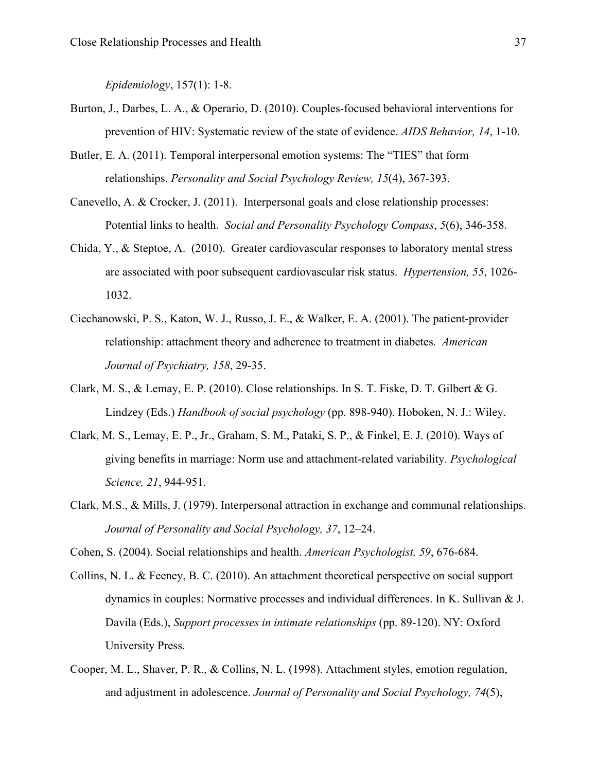*Epidemiology*, 157(1): 1-8.

Burton, J., Darbes, L. A., & Operario, D. (2010). Couples-focused behavioral interventions for prevention of HIV: Systematic review of the state of evidence. *AIDS Behavior, 14*, 1-10.

Butler, E. A. (2011). Temporal interpersonal emotion systems: The "TIES" that form relationships. *Personality and Social Psychology Review, 15*(4), 367-393.

Canevello, A. & Crocker, J. (2011). Interpersonal goals and close relationship processes: Potential links to health. *Social and Personality Psychology Compass*, *5*(6), 346-358.

Chida, Y., & Steptoe, A. (2010). Greater cardiovascular responses to laboratory mental stress are associated with poor subsequent cardiovascular risk status. *Hypertension, 55*, 1026-1032.

Ciechanowski, P. S., Katon, W. J., Russo, J. E., & Walker, E. A. (2001). The patient-provider relationship: attachment theory and adherence to treatment in diabetes. *American Journal of Psychiatry, 158*, 29-35.

Clark, M. S., & Lemay, E. P. (2010). Close relationships. In S. T. Fiske, D. T. Gilbert & G. Lindzey (Eds.) *Handbook of social psychology* (pp. 898-940). Hoboken, N. J.: Wiley.

Clark, M. S., Lemay, E. P., Jr., Graham, S. M., Pataki, S. P., & Finkel, E. J. (2010). Ways of giving benefits in marriage: Norm use and attachment-related variability. *Psychological Science, 21*, 944-951.

Clark, M.S., & Mills, J. (1979). Interpersonal attraction in exchange and communal relationships. *Journal of Personality and Social Psychology, 37*, 12–24.

Cohen, S. (2004). Social relationships and health. *American Psychologist, 59*, 676-684.

Collins, N. L. & Feeney, B. C. (2010). An attachment theoretical perspective on social support dynamics in couples: Normative processes and individual differences. In K. Sullivan & J. Davila (Eds.), *Support processes in intimate relationships* (pp. 89-120). NY: Oxford University Press.

Cooper, M. L., Shaver, P. R., & Collins, N. L. (1998). Attachment styles, emotion regulation, and adjustment in adolescence. *Journal of Personality and Social Psychology, 74*(5),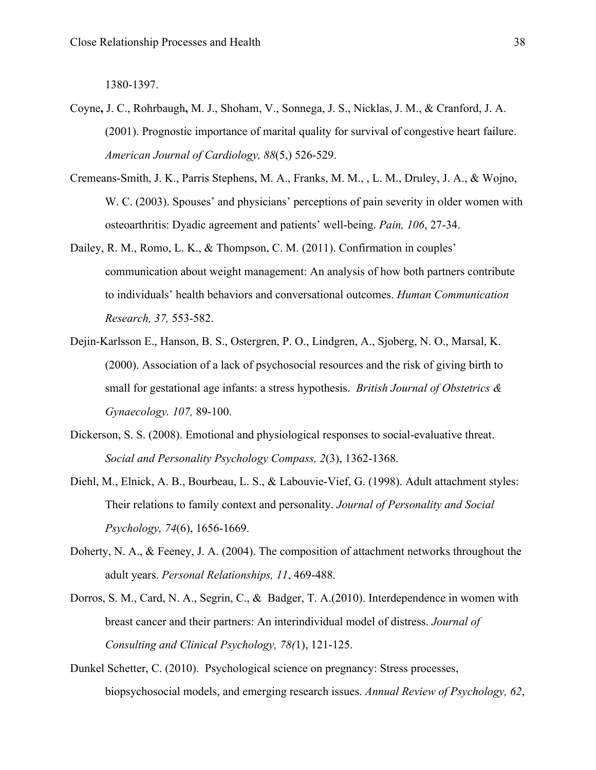1380-1397.

Coyne**,** J. C., Rohrbaugh**,** M. J., Shoham, V., Sonnega, J. S., Nicklas, J. M., & Cranford, J. A. (2001). Prognostic importance of marital quality for survival of congestive heart failure. *American Journal of Cardiology, 88*(5,) 526-529.

Cremeans-Smith, J. K., Parris Stephens, M. A., Franks, M. M., , L. M., Druley, J. A., & Wojno, W. C. (2003). Spouses' and physicians' perceptions of pain severity in older women with osteoarthritis: Dyadic agreement and patients' well-being. *Pain, 106*, 27-34.

Dailey, R. M., Romo, L. K., & Thompson, C. M. (2011). Confirmation in couples' communication about weight management: An analysis of how both partners contribute to individuals' health behaviors and conversational outcomes. *Human Communication Research, 37,* 553-582.

Dejin-Karlsson E., Hanson, B. S., Ostergren, P. O., Lindgren, A., Sjoberg, N. O., Marsal, K. (2000). Association of a lack of psychosocial resources and the risk of giving birth to small for gestational age infants: a stress hypothesis. *British Journal of Obstetrics & Gynaecology. 107,* 89-100.

Dickerson, S. S. (2008). Emotional and physiological responses to social-evaluative threat. *Social and Personality Psychology Compass, 2*(3), 1362-1368.

Diehl, M., Elnick, A. B., Bourbeau, L. S., & Labouvie-Vief, G. (1998). Adult attachment styles: Their relations to family context and personality. *Journal of Personality and Social Psychology, 74*(6), 1656-1669.

Doherty, N. A., & Feeney, J. A. (2004). The composition of attachment networks throughout the adult years. *Personal Relationships, 11*, 469-488.

Dorros, S. M., Card, N. A., Segrin, C., & Badger, T. A.(2010). Interdependence in women with breast cancer and their partners: An interindividual model of distress. *Journal of Consulting and Clinical Psychology, 78(*1), 121-125.

Dunkel Schetter, C. (2010). Psychological science on pregnancy: Stress processes, biopsychosocial models, and emerging research issues. *Annual Review of Psychology, 62*,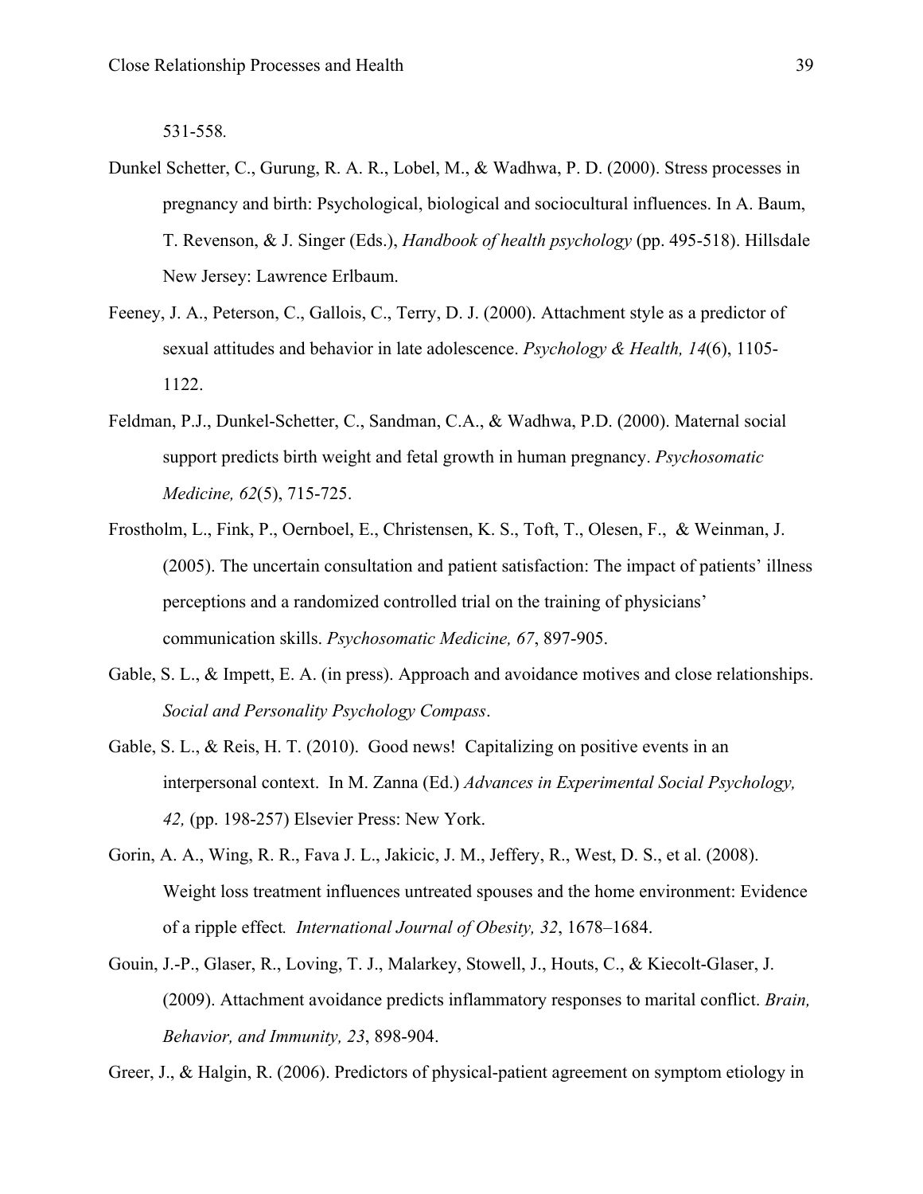531-558.

Dunkel Schetter, C., Gurung, R. A. R., Lobel, M., & Wadhwa, P. D. (2000). Stress processes in pregnancy and birth: Psychological, biological and sociocultural influences. In A. Baum, T. Revenson, & J. Singer (Eds.), *Handbook of health psychology* (pp. 495-518). Hillsdale New Jersey: Lawrence Erlbaum.

Feeney, J. A., Peterson, C., Gallois, C., Terry, D. J. (2000). Attachment style as a predictor of sexual attitudes and behavior in late adolescence. *Psychology & Health, 14*(6), 1105-1122.

Feldman, P.J., Dunkel-Schetter, C., Sandman, C.A., & Wadhwa, P.D. (2000). Maternal social support predicts birth weight and fetal growth in human pregnancy. *Psychosomatic Medicine, 62*(5), 715-725.

Frostholm, L., Fink, P., Oernboel, E., Christensen, K. S., Toft, T., Olesen, F., & Weinman, J. (2005). The uncertain consultation and patient satisfaction: The impact of patients' illness perceptions and a randomized controlled trial on the training of physicians' communication skills. *Psychosomatic Medicine, 67*, 897-905.

Gable, S. L., & Impett, E. A. (in press). Approach and avoidance motives and close relationships. *Social and Personality Psychology Compass*.

Gable, S. L., & Reis, H. T. (2010). Good news! Capitalizing on positive events in an interpersonal context. In M. Zanna (Ed.) *Advances in Experimental Social Psychology, 42,* (pp. 198-257) Elsevier Press: New York.

Gorin, A. A., Wing, R. R., Fava J. L., Jakicic, J. M., Jeffery, R., West, D. S., et al. (2008). Weight loss treatment influences untreated spouses and the home environment: Evidence of a ripple effect*. International Journal of Obesity, 32*, 1678–1684.

Gouin, J.-P., Glaser, R., Loving, T. J., Malarkey, Stowell, J., Houts, C., & Kiecolt-Glaser, J. (2009). Attachment avoidance predicts inflammatory responses to marital conflict. *Brain, Behavior, and Immunity, 23*, 898-904.

Greer, J., & Halgin, R. (2006). Predictors of physical-patient agreement on symptom etiology in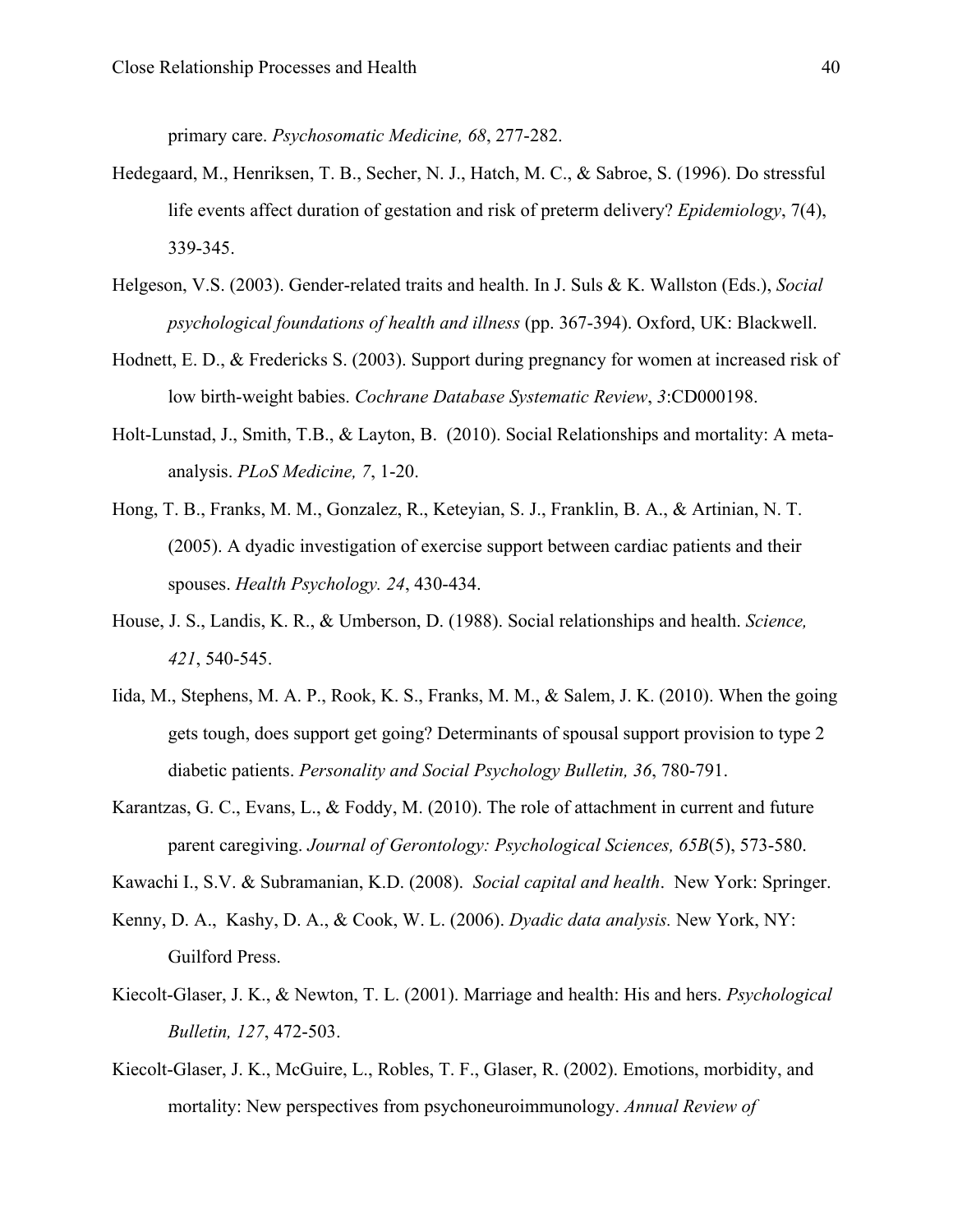primary care. *Psychosomatic Medicine, 68*, 277-282.

Hedegaard, M., Henriksen, T. B., Secher, N. J., Hatch, M. C., & Sabroe, S. (1996). Do stressful life events affect duration of gestation and risk of preterm delivery? *Epidemiology*, 7(4), 339-345.

Helgeson, V.S. (2003). Gender-related traits and health. In J. Suls & K. Wallston (Eds.), *Social psychological foundations of health and illness* (pp. 367-394). Oxford, UK: Blackwell.

Hodnett, E. D., & Fredericks S. (2003). Support during pregnancy for women at increased risk of low birth-weight babies. *Cochrane Database Systematic Review*, *3*:CD000198.

Holt-Lunstad, J., Smith, T.B., & Layton, B. (2010). Social Relationships and mortality: A meta-analysis. *PLoS Medicine, 7*, 1-20.

Hong, T. B., Franks, M. M., Gonzalez, R., Keteyian, S. J., Franklin, B. A., & Artinian, N. T. (2005). A dyadic investigation of exercise support between cardiac patients and their spouses. *Health Psychology. 24*, 430-434.

House, J. S., Landis, K. R., & Umberson, D. (1988). Social relationships and health. *Science, 421*, 540-545.

Iida, M., Stephens, M. A. P., Rook, K. S., Franks, M. M., & Salem, J. K. (2010). When the going gets tough, does support get going? Determinants of spousal support provision to type 2 diabetic patients. *Personality and Social Psychology Bulletin, 36*, 780-791.

Karantzas, G. C., Evans, L., & Foddy, M. (2010). The role of attachment in current and future parent caregiving. *Journal of Gerontology: Psychological Sciences, 65B*(5), 573-580.

Kawachi I., S.V. & Subramanian, K.D. (2008). *Social capital and health*. New York: Springer.

Kenny, D. A., Kashy, D. A., & Cook, W. L. (2006). *Dyadic data analysis.* New York, NY: Guilford Press.

Kiecolt-Glaser, J. K., & Newton, T. L. (2001). Marriage and health: His and hers. *Psychological Bulletin, 127*, 472-503.

Kiecolt-Glaser, J. K., McGuire, L., Robles, T. F., Glaser, R. (2002). Emotions, morbidity, and mortality: New perspectives from psychoneuroimmunology. *Annual Review of*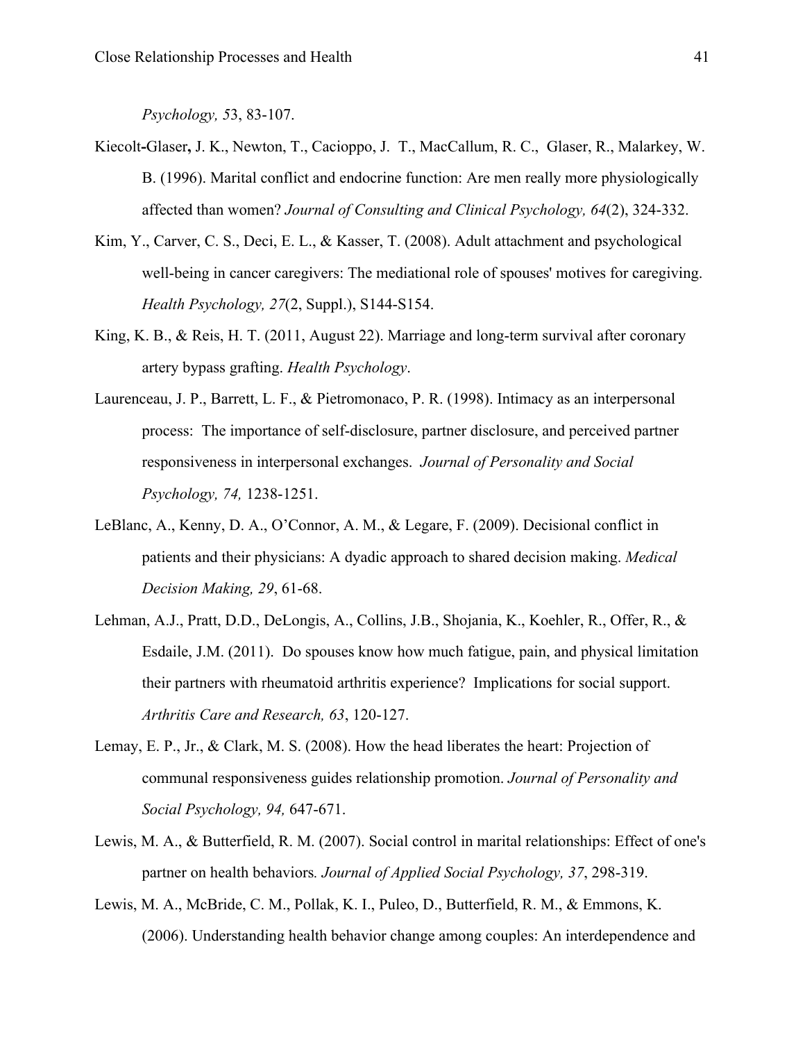*Psychology, 5*3, 83-107.

Kiecolt-Glaser**,** J. K., Newton, T., Cacioppo, J. T., MacCallum, R. C., Glaser, R., Malarkey, W. B. (1996). Marital conflict and endocrine function: Are men really more physiologically affected than women? *Journal of Consulting and Clinical Psychology, 64*(2), 324-332.

Kim, Y., Carver, C. S., Deci, E. L., & Kasser, T. (2008). Adult attachment and psychological well-being in cancer caregivers: The mediational role of spouses' motives for caregiving. *Health Psychology, 27*(2, Suppl.), S144-S154.

King, K. B., & Reis, H. T. (2011, August 22). Marriage and long-term survival after coronary artery bypass grafting. *Health Psychology*.

Laurenceau, J. P., Barrett, L. F., & Pietromonaco, P. R. (1998). Intimacy as an interpersonal process: The importance of self-disclosure, partner disclosure, and perceived partner responsiveness in interpersonal exchanges. *Journal of Personality and Social Psychology, 74,* 1238-1251.

LeBlanc, A., Kenny, D. A., O'Connor, A. M., & Legare, F. (2009). Decisional conflict in patients and their physicians: A dyadic approach to shared decision making. *Medical Decision Making, 29*, 61-68.

Lehman, A.J., Pratt, D.D., DeLongis, A., Collins, J.B., Shojania, K., Koehler, R., Offer, R., & Esdaile, J.M. (2011). Do spouses know how much fatigue, pain, and physical limitation their partners with rheumatoid arthritis experience? Implications for social support. *Arthritis Care and Research, 63*, 120-127.

Lemay, E. P., Jr., & Clark, M. S. (2008). How the head liberates the heart: Projection of communal responsiveness guides relationship promotion. *Journal of Personality and Social Psychology, 94,* 647-671.

Lewis, M. A., & Butterfield, R. M. (2007). Social control in marital relationships: Effect of one's partner on health behaviors*. Journal of Applied Social Psychology, 37*, 298-319.

Lewis, M. A., McBride, C. M., Pollak, K. I., Puleo, D., Butterfield, R. M., & Emmons, K. (2006). Understanding health behavior change among couples: An interdependence and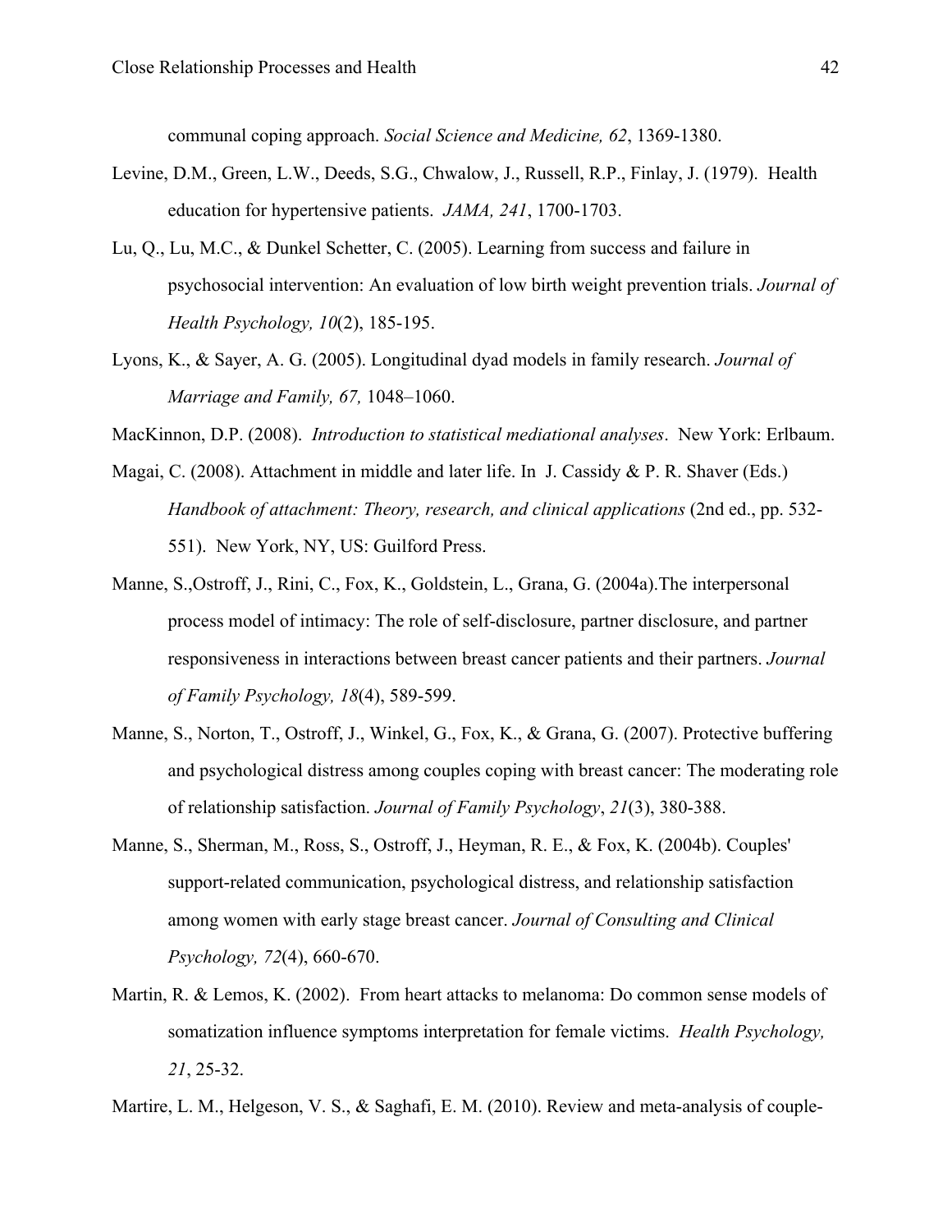communal coping approach. *Social Science and Medicine, 62*, 1369-1380.

Levine, D.M., Green, L.W., Deeds, S.G., Chwalow, J., Russell, R.P., Finlay, J. (1979). Health education for hypertensive patients. *JAMA, 241*, 1700-1703.

Lu, Q., Lu, M.C., & Dunkel Schetter, C. (2005). Learning from success and failure in psychosocial intervention: An evaluation of low birth weight prevention trials. *Journal of Health Psychology, 10*(2), 185-195.

Lyons, K., & Sayer, A. G. (2005). Longitudinal dyad models in family research. *Journal of Marriage and Family, 67,* 1048–1060.

MacKinnon, D.P. (2008). *Introduction to statistical mediational analyses*. New York: Erlbaum.

Magai, C. (2008). Attachment in middle and later life. In J. Cassidy & P. R. Shaver (Eds.) *Handbook of attachment: Theory, research, and clinical applications* (2nd ed., pp. 532-551). New York, NY, US: Guilford Press.

Manne, S.,Ostroff, J., Rini, C., Fox, K., Goldstein, L., Grana, G. (2004a).The interpersonal process model of intimacy: The role of self-disclosure, partner disclosure, and partner responsiveness in interactions between breast cancer patients and their partners. *Journal of Family Psychology, 18*(4), 589-599.

Manne, S., Norton, T., Ostroff, J., Winkel, G., Fox, K., & Grana, G. (2007). Protective buffering and psychological distress among couples coping with breast cancer: The moderating role of relationship satisfaction. *Journal of Family Psychology*, *21*(3), 380-388.

Manne, S., Sherman, M., Ross, S., Ostroff, J., Heyman, R. E., & Fox, K. (2004b). Couples' support-related communication, psychological distress, and relationship satisfaction among women with early stage breast cancer. *Journal of Consulting and Clinical Psychology, 72*(4), 660-670.

Martin, R. & Lemos, K. (2002). From heart attacks to melanoma: Do common sense models of somatization influence symptoms interpretation for female victims. *Health Psychology, 21*, 25-32.

Martire, L. M., Helgeson, V. S., & Saghafi, E. M. (2010). Review and meta-analysis of couple-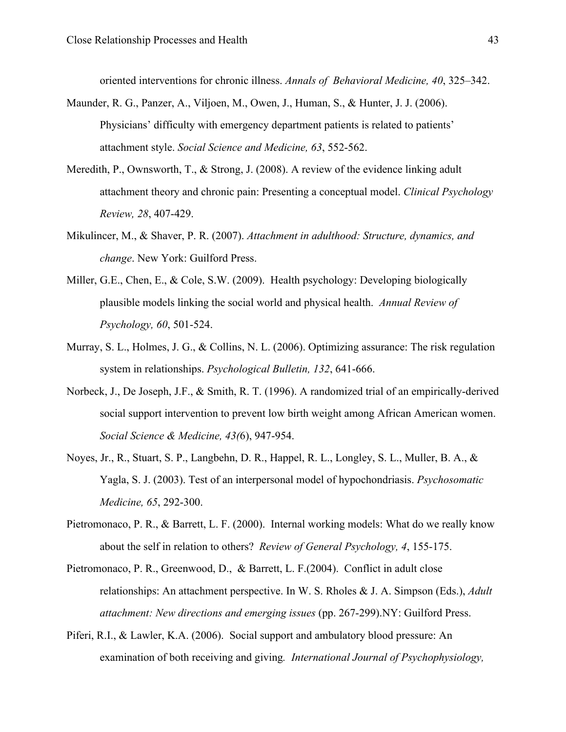oriented interventions for chronic illness. *Annals of Behavioral Medicine, 40*, 325–342.

Maunder, R. G., Panzer, A., Viljoen, M., Owen, J., Human, S., & Hunter, J. J. (2006). Physicians' difficulty with emergency department patients is related to patients' attachment style. *Social Science and Medicine, 63*, 552-562.

Meredith, P., Ownsworth, T., & Strong, J. (2008). A review of the evidence linking adult attachment theory and chronic pain: Presenting a conceptual model. *Clinical Psychology Review, 28*, 407-429.

Mikulincer, M., & Shaver, P. R. (2007). *Attachment in adulthood: Structure, dynamics, and change*. New York: Guilford Press.

Miller, G.E., Chen, E., & Cole, S.W. (2009). Health psychology: Developing biologically plausible models linking the social world and physical health. *Annual Review of Psychology, 60*, 501-524.

Murray, S. L., Holmes, J. G., & Collins, N. L. (2006). Optimizing assurance: The risk regulation system in relationships. *Psychological Bulletin, 132*, 641-666.

Norbeck, J., De Joseph, J.F., & Smith, R. T. (1996). A randomized trial of an empirically-derived social support intervention to prevent low birth weight among African American women. *Social Science & Medicine, 43(*6), 947-954.

Noyes, Jr., R., Stuart, S. P., Langbehn, D. R., Happel, R. L., Longley, S. L., Muller, B. A., & Yagla, S. J. (2003). Test of an interpersonal model of hypochondriasis. *Psychosomatic Medicine, 65*, 292-300.

Pietromonaco, P. R., & Barrett, L. F. (2000). Internal working models: What do we really know about the self in relation to others? *Review of General Psychology, 4*, 155-175.

Pietromonaco, P. R., Greenwood, D., & Barrett, L. F.(2004). Conflict in adult close relationships: An attachment perspective. In W. S. Rholes & J. A. Simpson (Eds.), *Adult attachment: New directions and emerging issues* (pp. 267-299).NY: Guilford Press.

Piferi, R.I., & Lawler, K.A. (2006). Social support and ambulatory blood pressure: An examination of both receiving and giving. *International Journal of Psychophysiology,*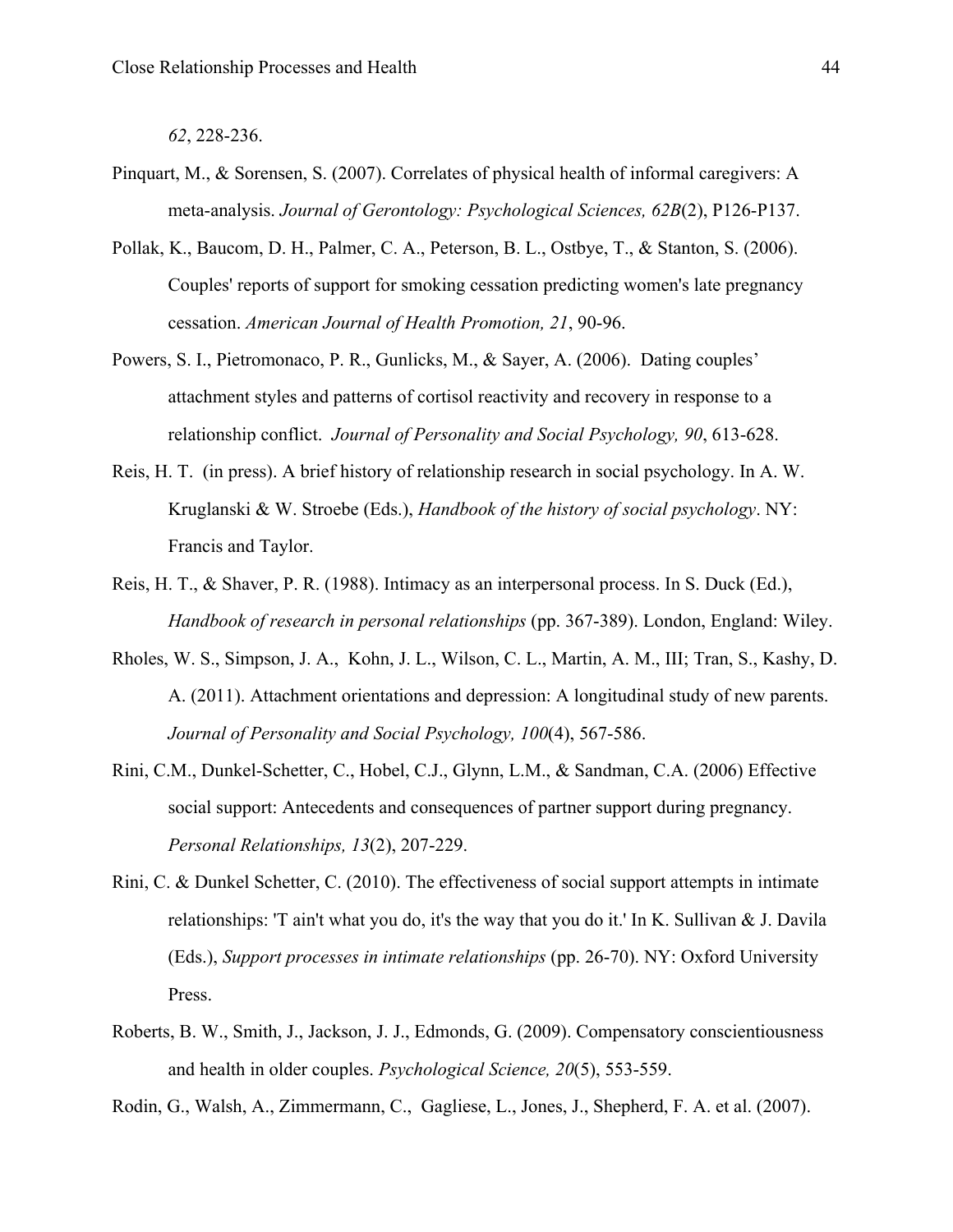*62*, 228-236.

Pinquart, M., & Sorensen, S. (2007). Correlates of physical health of informal caregivers: A meta-analysis. *Journal of Gerontology: Psychological Sciences, 62B*(2), P126-P137.

Pollak, K., Baucom, D. H., Palmer, C. A., Peterson, B. L., Ostbye, T., & Stanton, S. (2006). Couples' reports of support for smoking cessation predicting women's late pregnancy cessation. *American Journal of Health Promotion, 21*, 90-96.

Powers, S. I., Pietromonaco, P. R., Gunlicks, M., & Sayer, A. (2006). Dating couples' attachment styles and patterns of cortisol reactivity and recovery in response to a relationship conflict. *Journal of Personality and Social Psychology, 90*, 613-628.

Reis, H. T. (in press). A brief history of relationship research in social psychology. In A. W. Kruglanski & W. Stroebe (Eds.), *Handbook of the history of social psychology*. NY: Francis and Taylor.

Reis, H. T., & Shaver, P. R. (1988). Intimacy as an interpersonal process. In S. Duck (Ed.), *Handbook of research in personal relationships* (pp. 367-389). London, England: Wiley.

Rholes, W. S., Simpson, J. A., Kohn, J. L., Wilson, C. L., Martin, A. M., III; Tran, S., Kashy, D. A. (2011). Attachment orientations and depression: A longitudinal study of new parents. *Journal of Personality and Social Psychology, 100*(4), 567-586.

Rini, C.M., Dunkel-Schetter, C., Hobel, C.J., Glynn, L.M., & Sandman, C.A. (2006) Effective social support: Antecedents and consequences of partner support during pregnancy. *Personal Relationships, 13*(2), 207-229.

Rini, C. & Dunkel Schetter, C. (2010). The effectiveness of social support attempts in intimate relationships: 'T ain't what you do, it's the way that you do it.' In K. Sullivan & J. Davila (Eds.), *Support processes in intimate relationships* (pp. 26-70). NY: Oxford University Press.

Roberts, B. W., Smith, J., Jackson, J. J., Edmonds, G. (2009). Compensatory conscientiousness and health in older couples. *Psychological Science, 20*(5), 553-559.

Rodin, G., Walsh, A., Zimmermann, C., Gagliese, L., Jones, J., Shepherd, F. A. et al. (2007).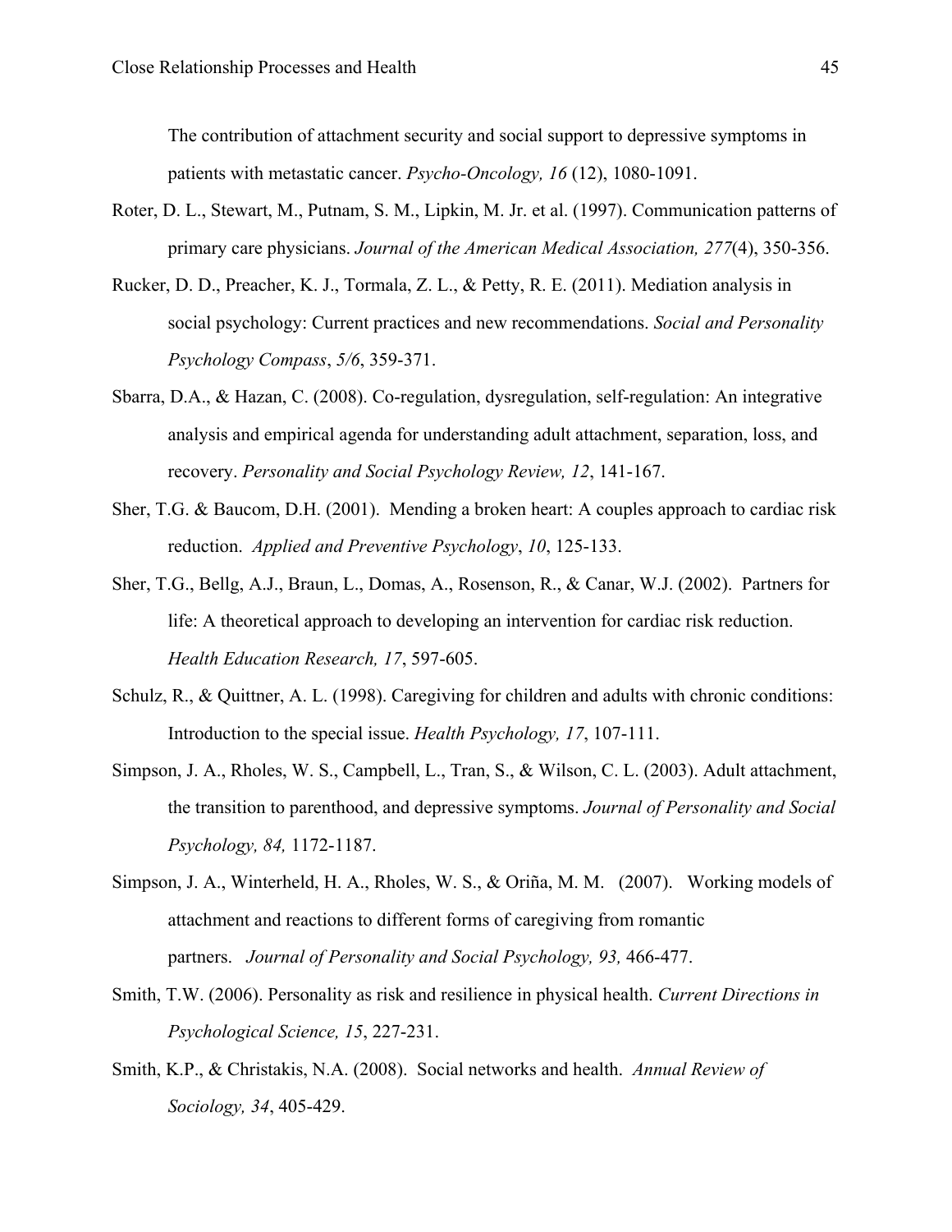The contribution of attachment security and social support to depressive symptoms in patients with metastatic cancer. *Psycho-Oncology, 16* (12), 1080-1091.

Roter, D. L., Stewart, M., Putnam, S. M., Lipkin, M. Jr. et al. (1997). Communication patterns of primary care physicians. *Journal of the American Medical Association, 277*(4), 350-356.

Rucker, D. D., Preacher, K. J., Tormala, Z. L., & Petty, R. E. (2011). Mediation analysis in social psychology: Current practices and new recommendations. *Social and Personality Psychology Compass*, *5/6*, 359-371.

Sbarra, D.A., & Hazan, C. (2008). Co-regulation, dysregulation, self-regulation: An integrative analysis and empirical agenda for understanding adult attachment, separation, loss, and recovery. *Personality and Social Psychology Review, 12*, 141-167.

Sher, T.G. & Baucom, D.H. (2001). Mending a broken heart: A couples approach to cardiac risk reduction. *Applied and Preventive Psychology*, *10*, 125-133.

Sher, T.G., Bellg, A.J., Braun, L., Domas, A., Rosenson, R., & Canar, W.J. (2002). Partners for life: A theoretical approach to developing an intervention for cardiac risk reduction. *Health Education Research, 17*, 597-605.

Schulz, R., & Quittner, A. L. (1998). Caregiving for children and adults with chronic conditions: Introduction to the special issue. *Health Psychology, 17*, 107-111.

Simpson, J. A., Rholes, W. S., Campbell, L., Tran, S., & Wilson, C. L. (2003). Adult attachment, the transition to parenthood, and depressive symptoms. *Journal of Personality and Social Psychology, 84,* 1172-1187.

Simpson, J. A., Winterheld, H. A., Rholes, W. S., & Oriña, M. M. (2007). Working models of attachment and reactions to different forms of caregiving from romantic partners. *Journal of Personality and Social Psychology, 93,* 466-477.

Smith, T.W. (2006). Personality as risk and resilience in physical health. *Current Directions in Psychological Science, 15*, 227-231.

Smith, K.P., & Christakis, N.A. (2008). Social networks and health. *Annual Review of Sociology, 34*, 405-429.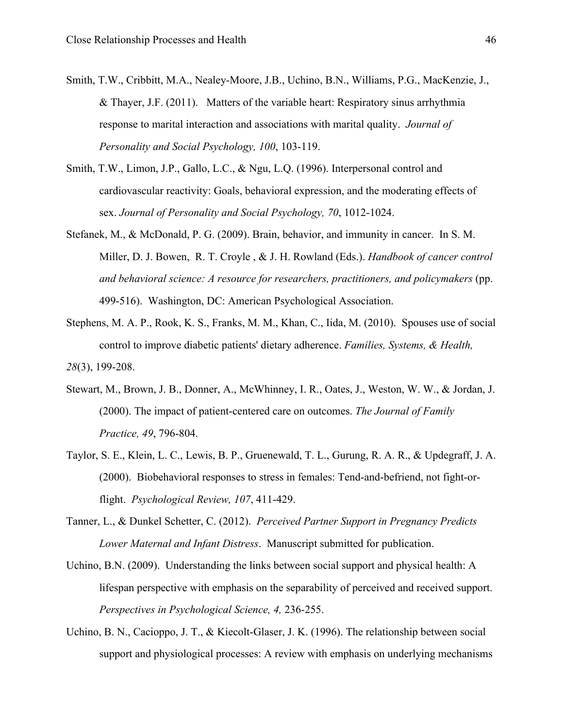Smith, T.W., Cribbitt, M.A., Nealey-Moore, J.B., Uchino, B.N., Williams, P.G., MacKenzie, J., & Thayer, J.F. (2011). Matters of the variable heart: Respiratory sinus arrhythmia response to marital interaction and associations with marital quality. *Journal of Personality and Social Psychology, 100*, 103-119.

Smith, T.W., Limon, J.P., Gallo, L.C., & Ngu, L.Q. (1996). Interpersonal control and cardiovascular reactivity: Goals, behavioral expression, and the moderating effects of sex. *Journal of Personality and Social Psychology, 70*, 1012-1024.

Stefanek, M., & McDonald, P. G. (2009). Brain, behavior, and immunity in cancer. In S. M. Miller, D. J. Bowen, R. T. Croyle , & J. H. Rowland (Eds.). *Handbook of cancer control and behavioral science: A resource for researchers, practitioners, and policymakers* (pp. 499-516). Washington, DC: American Psychological Association.

Stephens, M. A. P., Rook, K. S., Franks, M. M., Khan, C., Iida, M. (2010). Spouses use of social control to improve diabetic patients' dietary adherence. *Families, Systems, & Health, 28*(3), 199-208.

Stewart, M., Brown, J. B., Donner, A., McWhinney, I. R., Oates, J., Weston, W. W., & Jordan, J. (2000). The impact of patient-centered care on outcomes. *The Journal of Family Practice, 49*, 796-804.

Taylor, S. E., Klein, L. C., Lewis, B. P., Gruenewald, T. L., Gurung, R. A. R., & Updegraff, J. A. (2000). Biobehavioral responses to stress in females: Tend-and-befriend, not fight-or-flight. *Psychological Review, 107*, 411-429.

Tanner, L., & Dunkel Schetter, C. (2012). *Perceived Partner Support in Pregnancy Predicts Lower Maternal and Infant Distress*. Manuscript submitted for publication.

Uchino, B.N. (2009). Understanding the links between social support and physical health: A lifespan perspective with emphasis on the separability of perceived and received support. *Perspectives in Psychological Science, 4,* 236-255.

Uchino, B. N., Cacioppo, J. T., & Kiecolt-Glaser, J. K. (1996). The relationship between social support and physiological processes: A review with emphasis on underlying mechanisms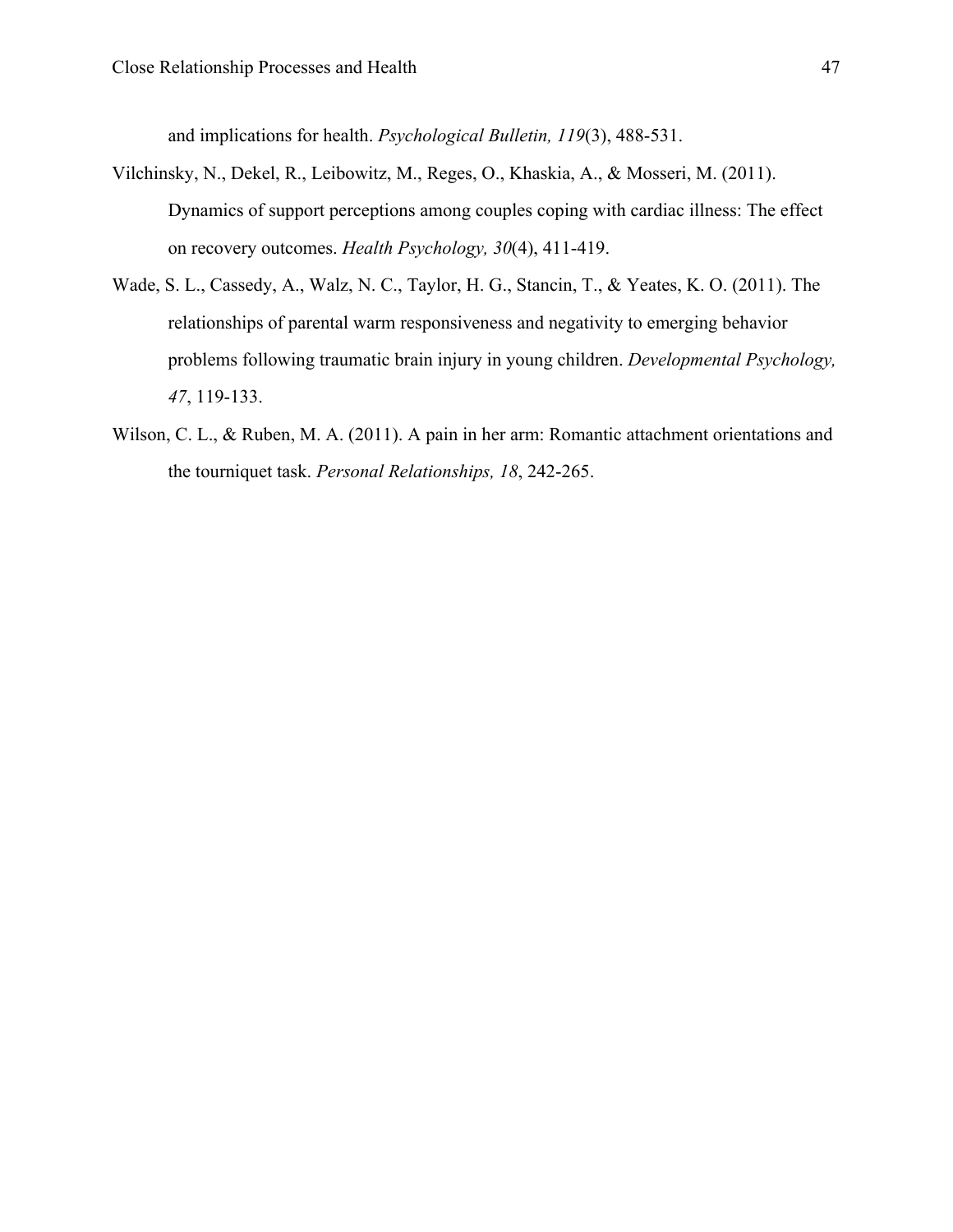and implications for health. *Psychological Bulletin, 119*(3), 488-531.

Vilchinsky, N., Dekel, R., Leibowitz, M., Reges, O., Khaskia, A., & Mosseri, M. (2011). Dynamics of support perceptions among couples coping with cardiac illness: The effect on recovery outcomes. *Health Psychology, 30*(4), 411-419.

Wade, S. L., Cassedy, A., Walz, N. C., Taylor, H. G., Stancin, T., & Yeates, K. O. (2011). The relationships of parental warm responsiveness and negativity to emerging behavior problems following traumatic brain injury in young children. *Developmental Psychology, 47*, 119-133.

Wilson, C. L., & Ruben, M. A. (2011). A pain in her arm: Romantic attachment orientations and the tourniquet task. *Personal Relationships, 18*, 242-265.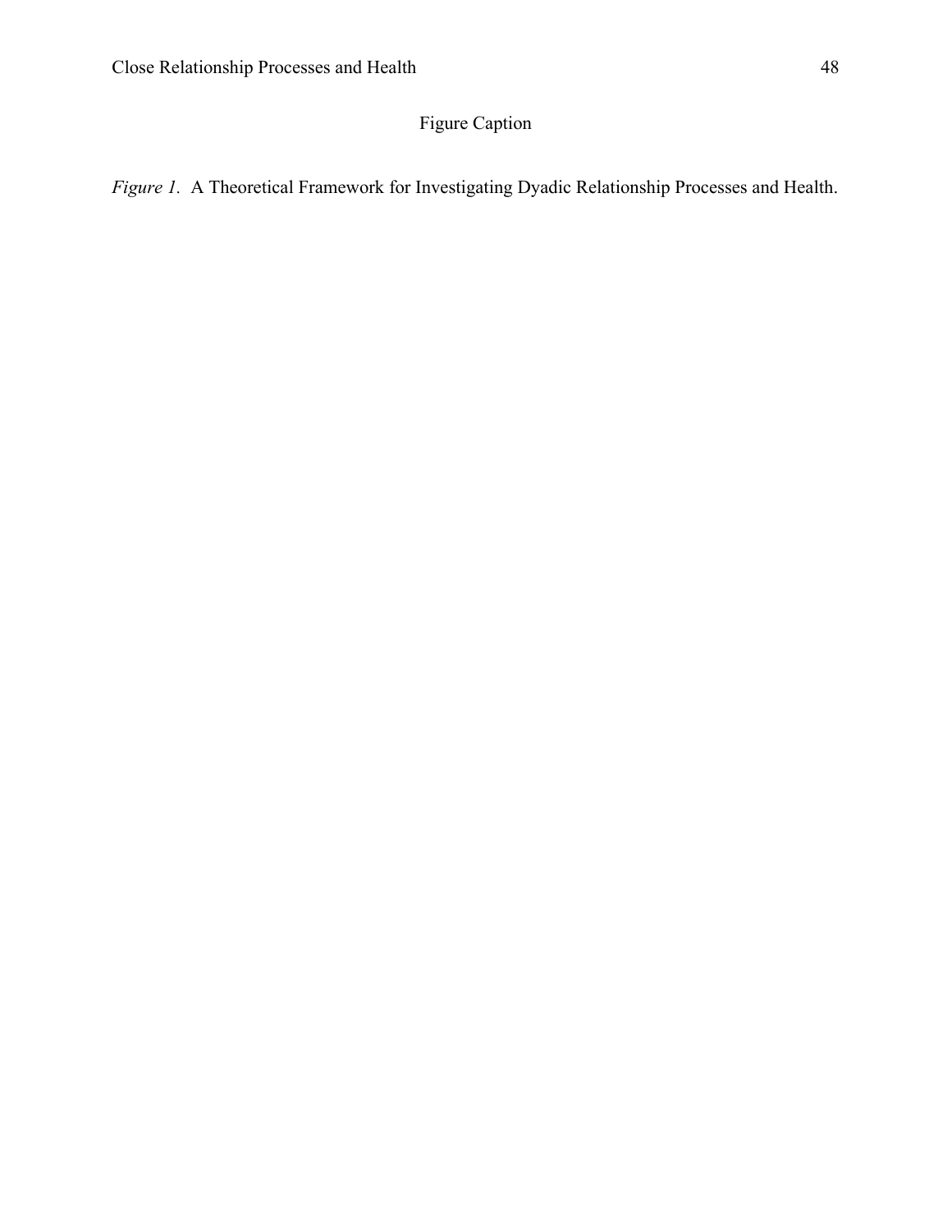# Figure Caption

*Figure 1*. A Theoretical Framework for Investigating Dyadic Relationship Processes and Health.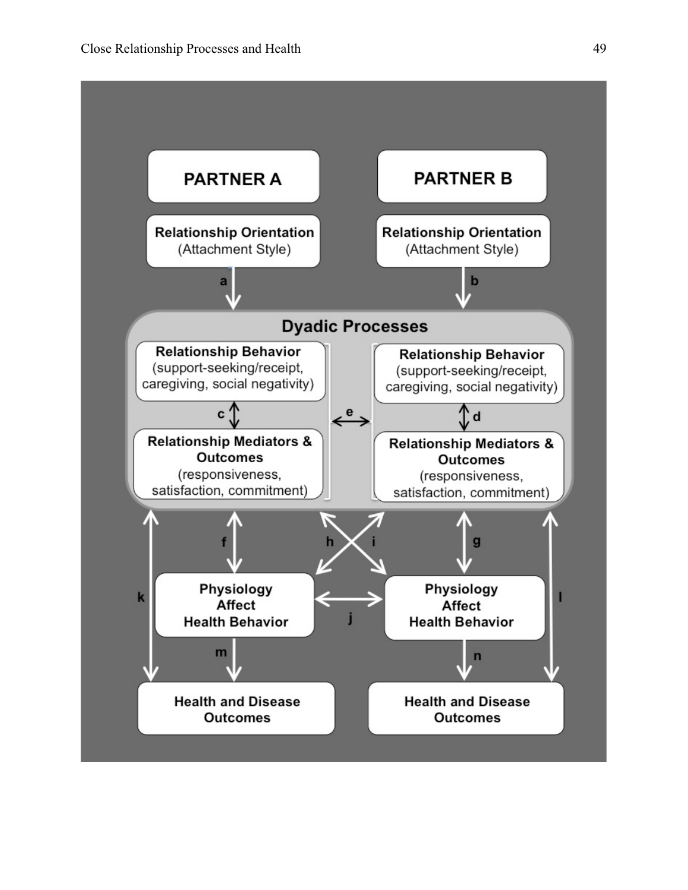PARTNER A

PARTNER B

Relationship Orientation
(Attachment Style)

Relationship Orientation
(Attachment Style)

a

b

Dyadic Processes

Relationship Behavior
(support-seeking/receipt, caregiving, social negativity)

Relationship Behavior
(support-seeking/receipt, caregiving, social negativity)

c

e

d

Relationship Mediators & Outcomes
(responsiveness, satisfaction, commitment)

Relationship Mediators & Outcomes
(responsiveness, satisfaction, commitment)

f

h

i

g

k

Physiology
Affect
Health Behavior

j

Physiology
Affect
Health Behavior

l

m

n

Health and Disease Outcomes

Health and Disease Outcomes